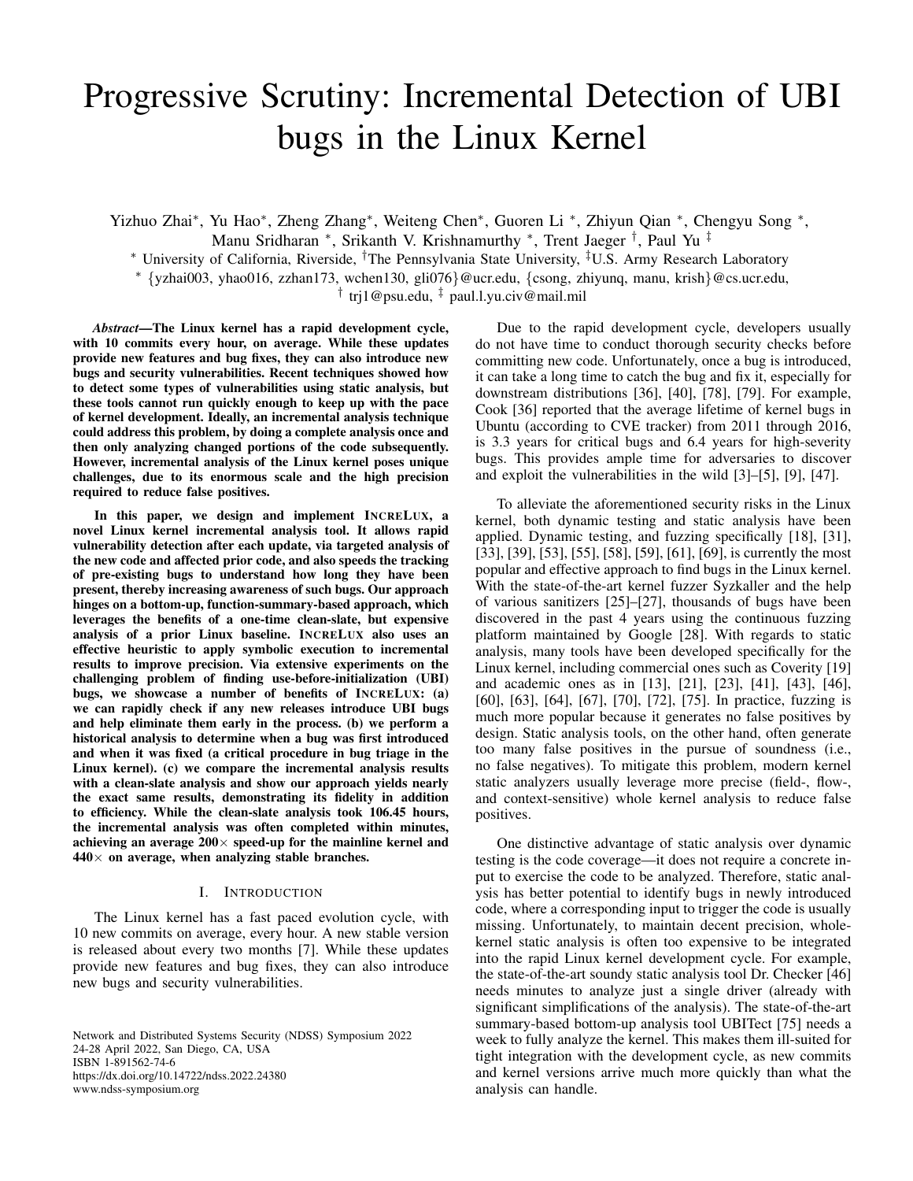# Progressive Scrutiny: Incremental Detection of UBI bugs in the Linux Kernel

Yizhuo Zhai[*], Yu Hao[*], Zheng Zhang[*], Weiteng Chen[*], Guoren Li [*], Zhiyun Qian [*], Chengyu Song [*], Manu Sridharan [*], Srikanth V. Krishnamurthy [*], Trent Jaeger [†], Paul Yu [‡]

[*] University of California, Riverside, [†]The Pennsylvania State University, [‡]U.S. Army Research Laboratory

[*] {yzhai003, yhao016, zzhan173, wchen130, gli076}@ucr.edu, {csong, zhiyunq, manu, krish}@cs.ucr.edu,
[†] trj1@psu.edu, [‡] paul.l.yu.civ@mail.mil

***Abstract*—The Linux kernel has a rapid development cycle, with 10 commits every hour, on average. While these updates provide new features and bug fixes, they can also introduce new bugs and security vulnerabilities. Recent techniques showed how to detect some types of vulnerabilities using static analysis, but these tools cannot run quickly enough to keep up with the pace of kernel development. Ideally, an incremental analysis technique could address this problem, by doing a complete analysis once and then only analyzing changed portions of the code subsequently. However, incremental analysis of the Linux kernel poses unique challenges, due to its enormous scale and the high precision required to reduce false positives.**

**In this paper, we design and implement INCRELUX, a novel Linux kernel incremental analysis tool. It allows rapid vulnerability detection after each update, via targeted analysis of the new code and affected prior code, and also speeds the tracking of pre-existing bugs to understand how long they have been present, thereby increasing awareness of such bugs. Our approach hinges on a bottom-up, function-summary-based approach, which leverages the benefits of a one-time clean-slate, but expensive analysis of a prior Linux baseline. INCRELUX also uses an effective heuristic to apply symbolic execution to incremental results to improve precision. Via extensive experiments on the challenging problem of finding use-before-initialization (UBI) bugs, we showcase a number of benefits of INCRELUX: (a) we can rapidly check if any new releases introduce UBI bugs and help eliminate them early in the process. (b) we perform a historical analysis to determine when a bug was first introduced and when it was fixed (a critical procedure in bug triage in the Linux kernel). (c) we compare the incremental analysis results with a clean-slate analysis and show our approach yields nearly the exact same results, demonstrating its fidelity in addition to efficiency. While the clean-slate analysis took 106.45 hours, the incremental analysis was often completed within minutes, achieving an average 200× speed-up for the mainline kernel and 440× on average, when analyzing stable branches.**

## I. Introduction

The Linux kernel has a fast paced evolution cycle, with 10 new commits on average, every hour. A new stable version is released about every two months [7]. While these updates provide new features and bug fixes, they can also introduce new bugs and security vulnerabilities.

Network and Distributed Systems Security (NDSS) Symposium 2022
24-28 April 2022, San Diego, CA, USA
ISBN 1-891562-74-6
https://dx.doi.org/10.14722/ndss.2022.24380
www.ndss-symposium.org

Due to the rapid development cycle, developers usually do not have time to conduct thorough security checks before committing new code. Unfortunately, once a bug is introduced, it can take a long time to catch the bug and fix it, especially for downstream distributions [36], [40], [78], [79]. For example, Cook [36] reported that the average lifetime of kernel bugs in Ubuntu (according to CVE tracker) from 2011 through 2016, is 3.3 years for critical bugs and 6.4 years for high-severity bugs. This provides ample time for adversaries to discover and exploit the vulnerabilities in the wild [3]–[5], [9], [47].

To alleviate the aforementioned security risks in the Linux kernel, both dynamic testing and static analysis have been applied. Dynamic testing, and fuzzing specifically [18], [31], [33], [39], [53], [55], [58], [59], [61], [69], is currently the most popular and effective approach to find bugs in the Linux kernel. With the state-of-the-art kernel fuzzer Syzkaller and the help of various sanitizers [25]–[27], thousands of bugs have been discovered in the past 4 years using the continuous fuzzing platform maintained by Google [28]. With regards to static analysis, many tools have been developed specifically for the Linux kernel, including commercial ones such as Coverity [19] and academic ones as in [13], [21], [23], [41], [43], [46], [60], [63], [64], [67], [70], [72], [75]. In practice, fuzzing is much more popular because it generates no false positives by design. Static analysis tools, on the other hand, often generate too many false positives in the pursue of soundness (i.e., no false negatives). To mitigate this problem, modern kernel static analyzers usually leverage more precise (field-, flow-, and context-sensitive) whole kernel analysis to reduce false positives.

One distinctive advantage of static analysis over dynamic testing is the code coverage—it does not require a concrete input to exercise the code to be analyzed. Therefore, static analysis has better potential to identify bugs in newly introduced code, where a corresponding input to trigger the code is usually missing. Unfortunately, to maintain decent precision, whole-kernel static analysis is often too expensive to be integrated into the rapid Linux kernel development cycle. For example, the state-of-the-art soundy static analysis tool Dr. Checker [46] needs minutes to analyze just a single driver (already with significant simplifications of the analysis). The state-of-the-art summary-based bottom-up analysis tool UBITect [75] needs a week to fully analyze the kernel. This makes them ill-suited for tight integration with the development cycle, as new commits and kernel versions arrive much more quickly than what the analysis can handle.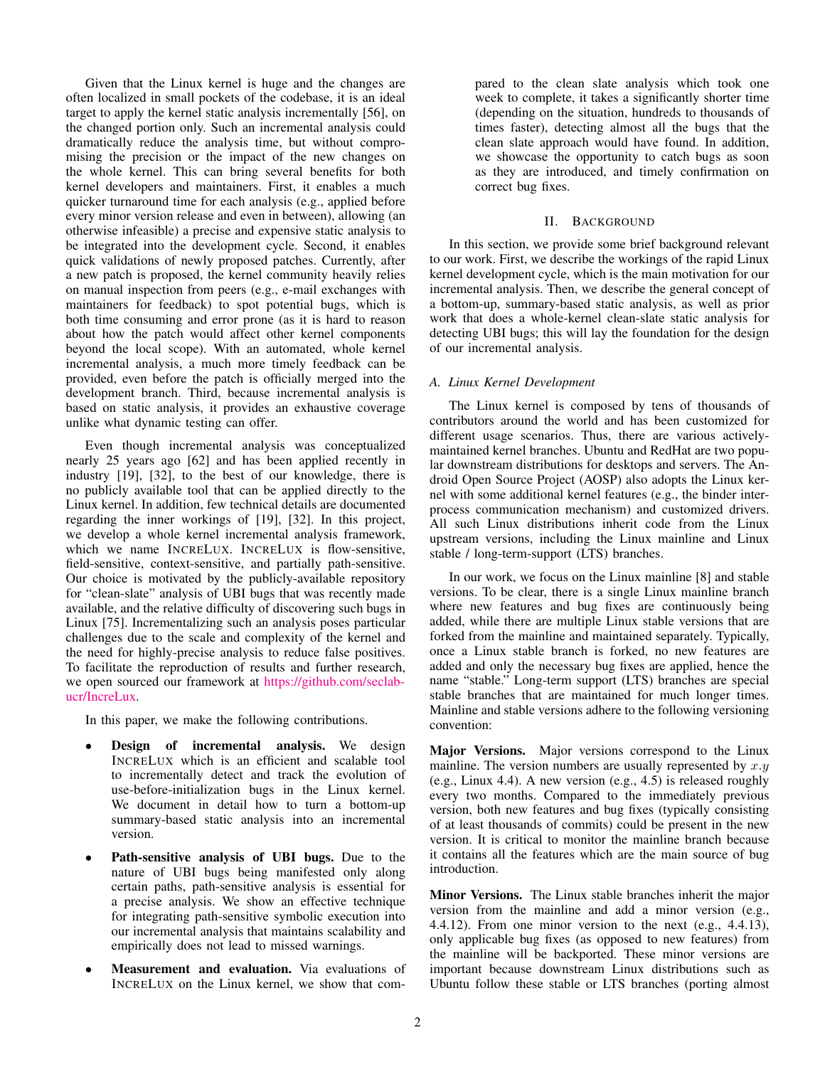Given that the Linux kernel is huge and the changes are often localized in small pockets of the codebase, it is an ideal target to apply the kernel static analysis incrementally [56], on the changed portion only. Such an incremental analysis could dramatically reduce the analysis time, but without compromising the precision or the impact of the new changes on the whole kernel. This can bring several benefits for both kernel developers and maintainers. First, it enables a much quicker turnaround time for each analysis (e.g., applied before every minor version release and even in between), allowing (an otherwise infeasible) a precise and expensive static analysis to be integrated into the development cycle. Second, it enables quick validations of newly proposed patches. Currently, after a new patch is proposed, the kernel community heavily relies on manual inspection from peers (e.g., e-mail exchanges with maintainers for feedback) to spot potential bugs, which is both time consuming and error prone (as it is hard to reason about how the patch would affect other kernel components beyond the local scope). With an automated, whole kernel incremental analysis, a much more timely feedback can be provided, even before the patch is officially merged into the development branch. Third, because incremental analysis is based on static analysis, it provides an exhaustive coverage unlike what dynamic testing can offer.

Even though incremental analysis was conceptualized nearly 25 years ago [62] and has been applied recently in industry [19], [32], to the best of our knowledge, there is no publicly available tool that can be applied directly to the Linux kernel. In addition, few technical details are documented regarding the inner workings of [19], [32]. In this project, we develop a whole kernel incremental analysis framework, which we name INCRELUX. INCRELUX is flow-sensitive, field-sensitive, context-sensitive, and partially path-sensitive. Our choice is motivated by the publicly-available repository for "clean-slate" analysis of UBI bugs that was recently made available, and the relative difficulty of discovering such bugs in Linux [75]. Incrementalizing such an analysis poses particular challenges due to the scale and complexity of the kernel and the need for highly-precise analysis to reduce false positives. To facilitate the reproduction of results and further research, we open sourced our framework at https://github.com/seclab-ucr/IncreLux.

In this paper, we make the following contributions.

- **Design of incremental analysis.** We design INCRELUX which is an efficient and scalable tool to incrementally detect and track the evolution of use-before-initialization bugs in the Linux kernel. We document in detail how to turn a bottom-up summary-based static analysis into an incremental version.
- **Path-sensitive analysis of UBI bugs.** Due to the nature of UBI bugs being manifested only along certain paths, path-sensitive analysis is essential for a precise analysis. We show an effective technique for integrating path-sensitive symbolic execution into our incremental analysis that maintains scalability and empirically does not lead to missed warnings.
- **Measurement and evaluation.** Via evaluations of INCRELUX on the Linux kernel, we show that compared to the clean slate analysis which took one week to complete, it takes a significantly shorter time (depending on the situation, hundreds to thousands of times faster), detecting almost all the bugs that the clean slate approach would have found. In addition, we showcase the opportunity to catch bugs as soon as they are introduced, and timely confirmation on correct bug fixes.

## II. BACKGROUND

In this section, we provide some brief background relevant to our work. First, we describe the workings of the rapid Linux kernel development cycle, which is the main motivation for our incremental analysis. Then, we describe the general concept of a bottom-up, summary-based static analysis, as well as prior work that does a whole-kernel clean-slate static analysis for detecting UBI bugs; this will lay the foundation for the design of our incremental analysis.

### A. Linux Kernel Development

The Linux kernel is composed by tens of thousands of contributors around the world and has been customized for different usage scenarios. Thus, there are various actively-maintained kernel branches. Ubuntu and RedHat are two popular downstream distributions for desktops and servers. The Android Open Source Project (AOSP) also adopts the Linux kernel with some additional kernel features (e.g., the binder inter-process communication mechanism) and customized drivers. All such Linux distributions inherit code from the Linux upstream versions, including the Linux mainline and Linux stable / long-term-support (LTS) branches.

In our work, we focus on the Linux mainline [8] and stable versions. To be clear, there is a single Linux mainline branch where new features and bug fixes are continuously being added, while there are multiple Linux stable versions that are forked from the mainline and maintained separately. Typically, once a Linux stable branch is forked, no new features are added and only the necessary bug fixes are applied, hence the name "stable." Long-term support (LTS) branches are special stable branches that are maintained for much longer times. Mainline and stable versions adhere to the following versioning convention:

**Major Versions.** Major versions correspond to the Linux mainline. The version numbers are usually represented by $x.y$ (e.g., Linux 4.4). A new version (e.g., 4.5) is released roughly every two months. Compared to the immediately previous version, both new features and bug fixes (typically consisting of at least thousands of commits) could be present in the new version. It is critical to monitor the mainline branch because it contains all the features which are the main source of bug introduction.

**Minor Versions.** The Linux stable branches inherit the major version from the mainline and add a minor version (e.g., 4.4.12). From one minor version to the next (e.g., 4.4.13), only applicable bug fixes (as opposed to new features) from the mainline will be backported. These minor versions are important because downstream Linux distributions such as Ubuntu follow these stable or LTS branches (porting almost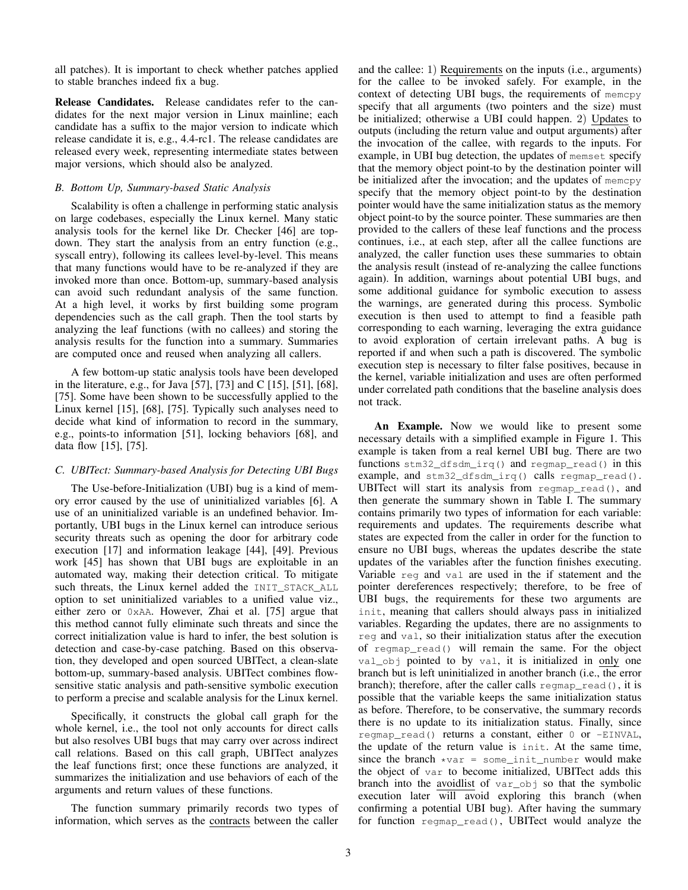all patches). It is important to check whether patches applied to stable branches indeed fix a bug.

**Release Candidates.** Release candidates refer to the candidates for the next major version in Linux mainline; each candidate has a suffix to the major version to indicate which release candidate it is, e.g., 4.4-rc1. The release candidates are released every week, representing intermediate states between major versions, which should also be analyzed.

### *B. Bottom Up, Summary-based Static Analysis*

Scalability is often a challenge in performing static analysis on large codebases, especially the Linux kernel. Many static analysis tools for the kernel like Dr. Checker [46] are top-down. They start the analysis from an entry function (e.g., syscall entry), following its callees level-by-level. This means that many functions would have to be re-analyzed if they are invoked more than once. Bottom-up, summary-based analysis can avoid such redundant analysis of the same function. At a high level, it works by first building some program dependencies such as the call graph. Then the tool starts by analyzing the leaf functions (with no callees) and storing the analysis results for the function into a summary. Summaries are computed once and reused when analyzing all callers.

A few bottom-up static analysis tools have been developed in the literature, e.g., for Java [57], [73] and C [15], [51], [68], [75]. Some have been shown to be successfully applied to the Linux kernel [15], [68], [75]. Typically such analyses need to decide what kind of information to record in the summary, e.g., points-to information [51], locking behaviors [68], and data flow [15], [75].

### *C. UBITect: Summary-based Analysis for Detecting UBI Bugs*

The Use-before-Initialization (UBI) bug is a kind of memory error caused by the use of uninitialized variables [6]. A use of an uninitialized variable is an undefined behavior. Importantly, UBI bugs in the Linux kernel can introduce serious security threats such as opening the door for arbitrary code execution [17] and information leakage [44], [49]. Previous work [45] has shown that UBI bugs are exploitable in an automated way, making their detection critical. To mitigate such threats, the Linux kernel added the `INIT_STACK_ALL` option to set uninitialized variables to a unified value viz., either zero or `0xAA`. However, Zhai et al. [75] argue that this method cannot fully eliminate such threats and since the correct initialization value is hard to infer, the best solution is detection and case-by-case patching. Based on this observation, they developed and open sourced UBITect, a clean-slate bottom-up, summary-based analysis. UBITect combines flow-sensitive static analysis and path-sensitive symbolic execution to perform a precise and scalable analysis for the Linux kernel.

Specifically, it constructs the global call graph for the whole kernel, i.e., the tool not only accounts for direct calls but also resolves UBI bugs that may carry over across indirect call relations. Based on this call graph, UBITect analyzes the leaf functions first; once these functions are analyzed, it summarizes the initialization and use behaviors of each of the arguments and return values of these functions.

The function summary primarily records two types of information, which serves as the contracts between the caller and the callee: 1) Requirements on the inputs (i.e., arguments) for the callee to be invoked safely. For example, in the context of detecting UBI bugs, the requirements of `memcpy` specify that all arguments (two pointers and the size) must be initialized; otherwise a UBI could happen. 2) Updates to outputs (including the return value and output arguments) after the invocation of the callee, with regards to the inputs. For example, in UBI bug detection, the updates of `memset` specify that the memory object point-to by the destination pointer will be initialized after the invocation; and the updates of `memcpy` specify that the memory object point-to by the destination pointer would have the same initialization status as the memory object point-to by the source pointer. These summaries are then provided to the callers of these leaf functions and the process continues, i.e., at each step, after all the callee functions are analyzed, the caller function uses these summaries to obtain the analysis result (instead of re-analyzing the callee functions again). In addition, warnings about potential UBI bugs, and some additional guidance for symbolic execution to assess the warnings, are generated during this process. Symbolic execution is then used to attempt to find a feasible path corresponding to each warning, leveraging the extra guidance to avoid exploration of certain irrelevant paths. A bug is reported if and when such a path is discovered. The symbolic execution step is necessary to filter false positives, because in the kernel, variable initialization and uses are often performed under correlated path conditions that the baseline analysis does not track.

**An Example.** Now we would like to present some necessary details with a simplified example in Figure 1. This example is taken from a real kernel UBI bug. There are two functions `stm32_dfsdm_irq()` and `regmap_read()` in this example, and `stm32_dfsdm_irq()` calls `regmap_read()`. UBITect will start its analysis from `regmap_read()`, and then generate the summary shown in Table I. The summary contains primarily two types of information for each variable: requirements and updates. The requirements describe what states are expected from the caller in order for the function to ensure no UBI bugs, whereas the updates describe the state updates of the variables after the function finishes executing. Variable `reg` and `val` are used in the if statement and the pointer dereferences respectively; therefore, to be free of UBI bugs, the requirements for these two arguments are `init`, meaning that callers should always pass in initialized variables. Regarding the updates, there are no assignments to `reg` and `val`, so their initialization status after the execution of `regmap_read()` will remain the same. For the object `val_obj` pointed to by `val`, it is initialized in only one branch but is left uninitialized in another branch (i.e., the error branch); therefore, after the caller calls `regmap_read()`, it is possible that the variable keeps the same initialization status as before. Therefore, to be conservative, the summary records there is no update to its initialization status. Finally, since `regmap_read()` returns a constant, either `0` or `-EINVAL`, the update of the return value is `init`. At the same time, since the branch `*var = some_init_number` would make the object of `var` to become initialized, UBITect adds this branch into the avoidlist of `var_obj` so that the symbolic execution later will avoid exploring this branch (when confirming a potential UBI bug). After having the summary for function `regmap_read()`, UBITect would analyze the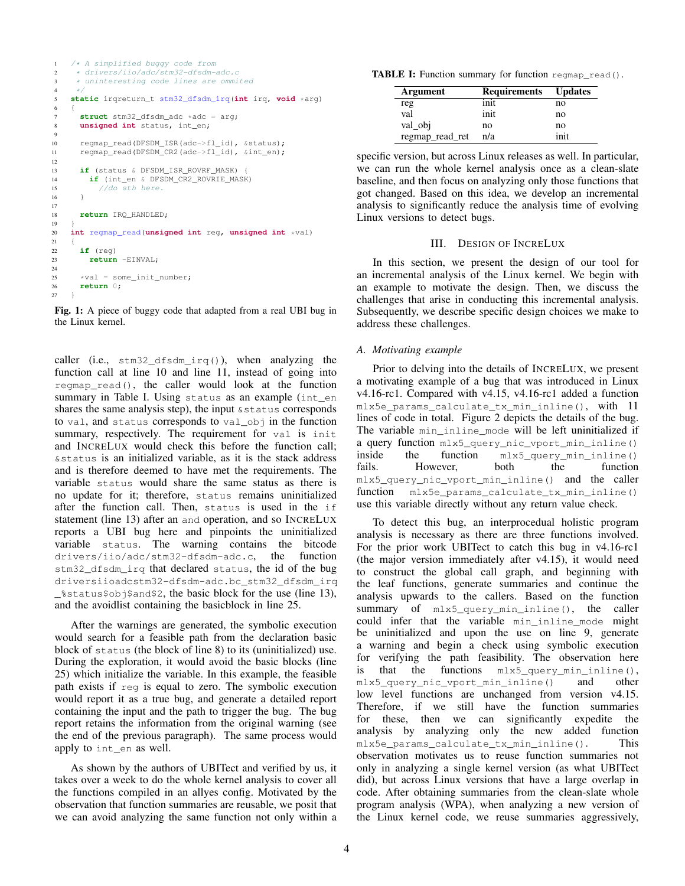```c
/* A simplified buggy code from
 * drivers/iio/adc/stm32-dfsdm-adc.c
 * uninteresting code lines are ommited
 */
static irqreturn_t stm32_dfsdm_irq(int irq, void *arg)
{
  struct stm32_dfsdm_adc *adc = arg;
  unsigned int status, int_en;

  regmap_read(DFSDM_ISR(adc->fl_id), &status);
  regmap_read(DFSDM_CR2(adc->fl_id), &int_en);

  if (status & DFSDM_ISR_ROVRF_MASK) {
    if (int_en & DFSDM_CR2_ROVRIE_MASK)
      //do sth here.
  }

  return IRQ_HANDLED;
}
int regmap_read(unsigned int reg, unsigned int *val)
{
  if (reg)
    return -EINVAL;

  *val = some_init_number;
  return 0;
}
```

**Fig. 1:** A piece of buggy code that adapted from a real UBI bug in the Linux kernel.

caller (i.e., `stm32_dfsdm_irq()`), when analyzing the function call at line 10 and line 11, instead of going into `regmap_read()`, the caller would look at the function summary in Table I. Using `status` as an example (`int_en` shares the same analysis step), the input `&status` corresponds to `val`, and `status` corresponds to `val_obj` in the function summary, respectively. The requirement for `val` is `init` and INCRELUX would check this before the function call; `&status` is an initialized variable, as it is the stack address and is therefore deemed to have met the requirements. The variable `status` would share the same status as there is no update for it; therefore, `status` remains uninitialized after the function call. Then, `status` is used in the `if` statement (line 13) after an `and` operation, and so INCRELUX reports a UBI bug here and pinpoints the uninitialized variable `status`. The warning contains the bitcode `drivers/iio/adc/stm32-dfsdm-adc.c`, the function `stm32_dfsdm_irq` that declared `status`, the id of the bug `driversiioadcstm32-dfsdm-adc.bc_stm32_dfsdm_irq_%status$obj$and$2`, the basic block for the use (line 13), and the avoidlist containing the basicblock in line 25.

After the warnings are generated, the symbolic execution would search for a feasible path from the declaration basic block of `status` (the block of line 8) to its (uninitialized) use. During the exploration, it would avoid the basic blocks (line 25) which initialize the variable. In this example, the feasible path exists if `reg` is equal to zero. The symbolic execution would report it as a true bug, and generate a detailed report containing the input and the path to trigger the bug. The bug report retains the information from the original warning (see the end of the previous paragraph). The same process would apply to `int_en` as well.

As shown by the authors of UBITect and verified by us, it takes over a week to do the whole kernel analysis to cover all the functions compiled in an allyes config. Motivated by the observation that function summaries are reusable, we posit that we can avoid analyzing the same function not only within a specific version, but across Linux releases as well. In particular, we can run the whole kernel analysis once as a clean-slate baseline, and then focus on analyzing only those functions that got changed. Based on this idea, we develop an incremental analysis to significantly reduce the analysis time of evolving Linux versions to detect bugs.

**TABLE I:** Function summary for function `regmap_read()`.

| Argument | Requirements | Updates |
|---|---|---|
| reg | init | no |
| val | init | no |
| val_obj | no | no |
| regmap_read_ret | n/a | init |

## III. Design of IncreLux

In this section, we present the design of our tool for an incremental analysis of the Linux kernel. We begin with an example to motivate the design. Then, we discuss the challenges that arise in conducting this incremental analysis. Subsequently, we describe specific design choices we make to address these challenges.

### A. Motivating example

Prior to delving into the details of INCRELUX, we present a motivating example of a bug that was introduced in Linux v4.16-rc1. Compared with v4.15, v4.16-rc1 added a function `mlx5e_params_calculate_tx_min_inline()`, with 11 lines of code in total. Figure 2 depicts the details of the bug. The variable `min_inline_mode` will be left uninitialized if a query function `mlx5_query_nic_vport_min_inline()` inside the function `mlx5_query_min_inline()` fails. However, both the function `mlx5_query_nic_vport_min_inline()` and the caller function `mlx5e_params_calculate_tx_min_inline()` use this variable directly without any return value check.

To detect this bug, an interprocedural holistic program analysis is necessary as there are three functions involved. For the prior work UBITect to catch this bug in v4.16-rc1 (the major version immediately after v4.15), it would need to construct the global call graph, and beginning with the leaf functions, generate summaries and continue the analysis upwards to the callers. Based on the function summary of `mlx5_query_min_inline()`, the caller could infer that the variable `min_inline_mode` might be uninitialized and upon the use on line 9, generate a warning and begin a check using symbolic execution for verifying the path feasibility. The observation here is that the functions `mlx5_query_min_inline()`, `mlx5_query_nic_vport_min_inline()` and other low level functions are unchanged from version v4.15. Therefore, if we still have the function summaries for these, then we can significantly expedite the analysis by analyzing only the new added function `mlx5e_params_calculate_tx_min_inline()`. This observation motivates us to reuse function summaries not only in analyzing a single kernel version (as what UBITect did), but across Linux versions that have a large overlap in code. After obtaining summaries from the clean-slate whole program analysis (WPA), when analyzing a new version of the Linux kernel code, we reuse summaries aggressively,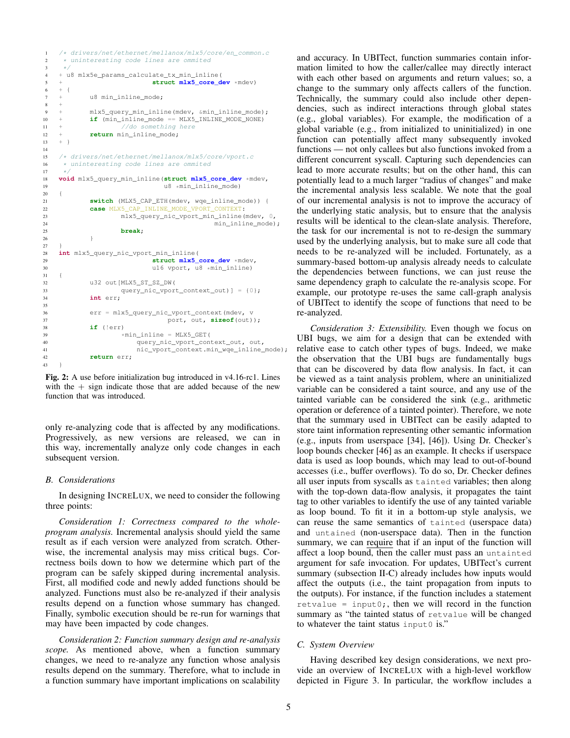```c
/* drivers/net/ethernet/mellanox/mlx5/core/en_common.c
 * uninteresting code lines are ommited
 */
+ u8 mlx5e_params_calculate_tx_min_inline(
+                       struct mlx5_core_dev *mdev)
+ {
+       u8 min_inline_mode;
+
+       mlx5_query_min_inline(mdev, &min_inline_mode);
+       if (min_inline_mode == MLX5_INLINE_MODE_NONE)
+               //do something here
+       return min_inline_mode;
+ }

/* drivers/net/ethernet/mellanox/mlx5/core/vport.c
 * uninteresting code lines are ommited
 */
void mlx5_query_min_inline(struct mlx5_core_dev *mdev,
                           u8 *min_inline_mode)
{
        switch (MLX5_CAP_ETH(mdev, wqe_inline_mode)) {
        case MLX5_CAP_INLINE_MODE_VPORT_CONTEXT:
                mlx5_query_nic_vport_min_inline(mdev, 0,
                                                min_inline_mode);
                break;
        }
}
int mlx5_query_nic_vport_min_inline(
                        struct mlx5_core_dev *mdev,
                        u16 vport, u8 *min_inline)
{
        u32 out[MLX5_ST_SZ_DW(
                query_nic_vport_context_out)] = {0};
        int err;

        err = mlx5_query_nic_vport_context(mdev, v
                                port, out, sizeof(out));
        if (!err)
                *min_inline = MLX5_GET(
                    query_nic_vport_context_out, out,
                    nic_vport_context.min_wqe_inline_mode);
        return err;
}
```

**Fig. 2:** A use before initialization bug introduced in v4.16-rc1. Lines with the + sign indicate those that are added because of the new function that was introduced.

only re-analyzing code that is affected by any modifications. Progressively, as new versions are released, we can in this way, incrementally analyze only code changes in each subsequent version.

### B. Considerations

In designing INCRELUX, we need to consider the following three points:

*Consideration 1: Correctness compared to the whole-program analysis.* Incremental analysis should yield the same result as if each version were analyzed from scratch. Otherwise, the incremental analysis may miss critical bugs. Correctness boils down to how we determine which part of the program can be safely skipped during incremental analysis. First, all modified code and newly added functions should be analyzed. Functions must also be re-analyzed if their analysis results depend on a function whose summary has changed. Finally, symbolic execution should be re-run for warnings that may have been impacted by code changes.

*Consideration 2: Function summary design and re-analysis scope.* As mentioned above, when a function summary changes, we need to re-analyze any function whose analysis results depend on the summary. Therefore, what to include in a function summary have important implications on scalability and accuracy. In UBITect, function summaries contain information limited to how the caller/callee may directly interact with each other based on arguments and return values; so, a change to the summary only affects callers of the function. Technically, the summary could also include other dependencies, such as indirect interactions through global states (e.g., global variables). For example, the modification of a global variable (e.g., from initialized to uninitialized) in one function can potentially affect many subsequently invoked functions — not only callees but also functions invoked from a different concurrent syscall. Capturing such dependencies can lead to more accurate results; but on the other hand, this can potentially lead to a much larger "radius of changes" and make the incremental analysis less scalable. We note that the goal of our incremental analysis is not to improve the accuracy of the underlying static analysis, but to ensure that the analysis results will be identical to the clean-slate analysis. Therefore, the task for our incremental is not to re-design the summary used by the underlying analysis, but to make sure all code that needs to be re-analyzed will be included. Fortunately, as a summary-based bottom-up analysis already needs to calculate the dependencies between functions, we can just reuse the same dependency graph to calculate the re-analysis scope. For example, our prototype re-uses the same call-graph analysis of UBITect to identify the scope of functions that need to be re-analyzed.

*Consideration 3: Extensibility.* Even though we focus on UBI bugs, we aim for a design that can be extended with relative ease to catch other types of bugs. Indeed, we make the observation that the UBI bugs are fundamentally bugs that can be discovered by data flow analysis. In fact, it can be viewed as a taint analysis problem, where an uninitialized variable can be considered a taint source, and any use of the tainted variable can be considered the sink (e.g., arithmetic operation or deference of a tainted pointer). Therefore, we note that the summary used in UBITect can be easily adapted to store taint information representing other semantic information (e.g., inputs from userspace [34], [46]). Using Dr. Checker's loop bounds checker [46] as an example. It checks if userspace data is used as loop bounds, which may lead to out-of-bound accesses (i.e., buffer overflows). To do so, Dr. Checker defines all user inputs from syscalls as `tainted` variables; then along with the top-down data-flow analysis, it propagates the taint tag to other variables to identify the use of any tainted variable as loop bound. To fit it in a bottom-up style analysis, we can reuse the same semantics of `tainted` (userspace data) and `untained` (non-userspace data). Then in the function summary, we can require that if an input of the function will affect a loop bound, then the caller must pass an `untainted` argument for safe invocation. For updates, UBITect's current summary (subsection II-C) already includes how inputs would affect the outputs (i.e., the taint propagation from inputs to the outputs). For instance, if the function includes a statement `retvalue = input0;`, then we will record in the function summary as "the tainted status of `retvalue` will be changed to whatever the taint status `input0` is."

### C. System Overview

Having described key design considerations, we next provide an overview of INCRELUX with a high-level workflow depicted in Figure 3. In particular, the workflow includes a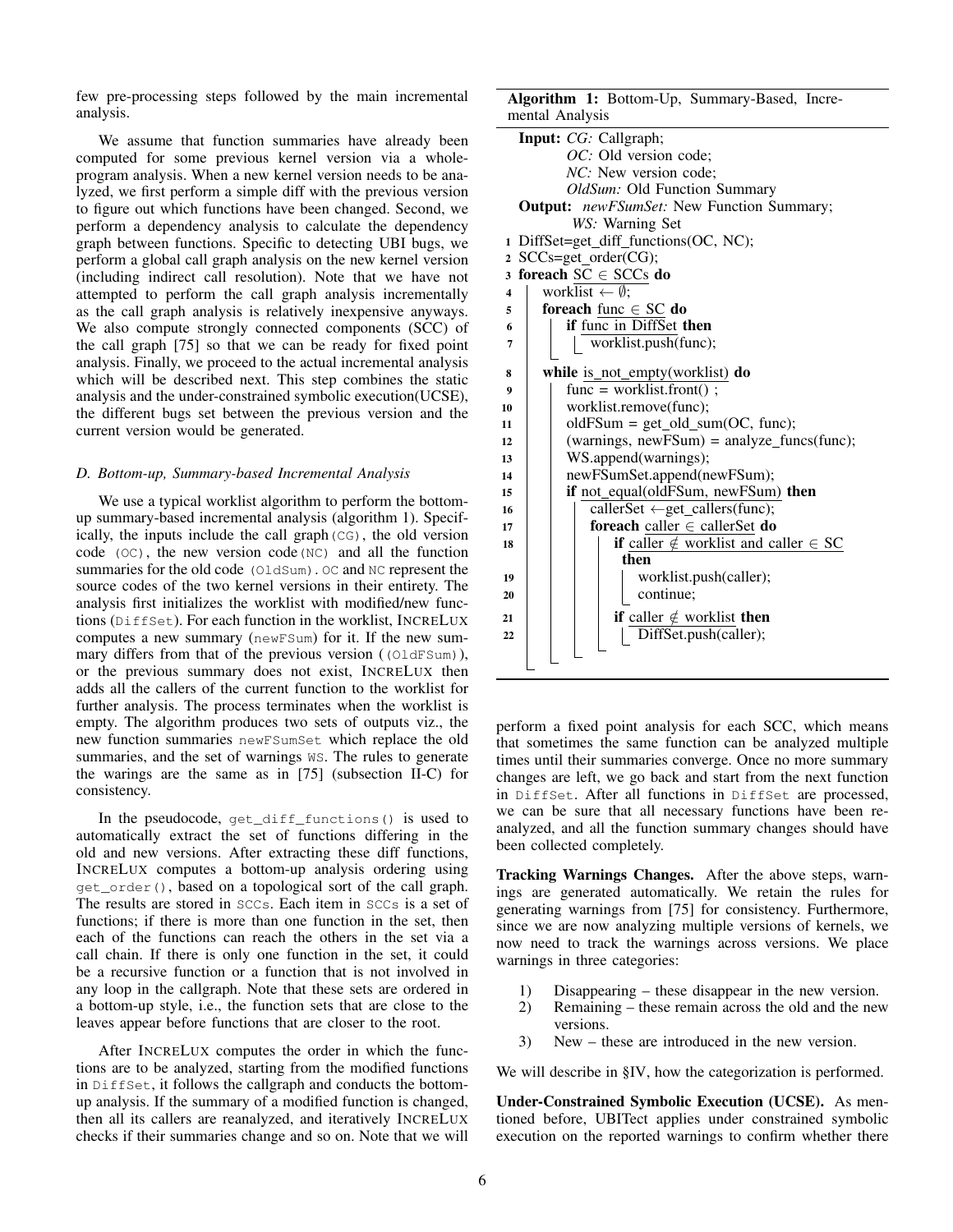few pre-processing steps followed by the main incremental analysis.

We assume that function summaries have already been computed for some previous kernel version via a whole-program analysis. When a new kernel version needs to be analyzed, we first perform a simple diff with the previous version to figure out which functions have been changed. Second, we perform a dependency analysis to calculate the dependency graph between functions. Specific to detecting UBI bugs, we perform a global call graph analysis on the new kernel version (including indirect call resolution). Note that we have not attempted to perform the call graph analysis incrementally as the call graph analysis is relatively inexpensive anyways. We also compute strongly connected components (SCC) of the call graph [75] so that we can be ready for fixed point analysis. Finally, we proceed to the actual incremental analysis which will be described next. This step combines the static analysis and the under-constrained symbolic execution(UCSE), the different bugs set between the previous version and the current version would be generated.

### D. Bottom-up, Summary-based Incremental Analysis

We use a typical worklist algorithm to perform the bottom-up summary-based incremental analysis (algorithm 1). Specifically, the inputs include the call graph `(CG)`, the old version code `(OC)`, the new version code `(NC)` and all the function summaries for the old code `(OldSum)`. `OC` and `NC` represent the source codes of the two kernel versions in their entirety. The analysis first initializes the worklist with modified/new functions (`DiffSet`). For each function in the worklist, INCRELUX computes a new summary (`newFSum`) for it. If the new summary differs from that of the previous version (`(OldFSum)`), or the previous summary does not exist, INCRELUX then adds all the callers of the current function to the worklist for further analysis. The process terminates when the worklist is empty. The algorithm produces two sets of outputs viz., the new function summaries `newFSumSet` which replace the old summaries, and the set of warnings `WS`. The rules to generate the warings are the same as in [75] (subsection II-C) for consistency.

In the pseudocode, `get_diff_functions()` is used to automatically extract the set of functions differing in the old and new versions. After extracting these diff functions, INCRELUX computes a bottom-up analysis ordering using `get_order()`, based on a topological sort of the call graph. The results are stored in `SCCs`. Each item in `SCCs` is a set of functions; if there is more than one function in the set, then each of the functions can reach the others in the set via a call chain. If there is only one function in the set, it could be a recursive function or a function that is not involved in any loop in the callgraph. Note that these sets are ordered in a bottom-up style, i.e., the function sets that are close to the leaves appear before functions that are closer to the root.

After INCRELUX computes the order in which the functions are to be analyzed, starting from the modified functions in `DiffSet`, it follows the callgraph and conducts the bottom-up analysis. If the summary of a modified function is changed, then all its callers are reanalyzed, and iteratively INCRELUX checks if their summaries change and so on. Note that we will perform a fixed point analysis for each SCC, which means that sometimes the same function can be analyzed multiple times until their summaries converge. Once no more summary changes are left, we go back and start from the next function in `DiffSet`. After all functions in `DiffSet` are processed, we can be sure that all necessary functions have been re-analyzed, and all the function summary changes should have been collected completely.

**Algorithm 1:** Bottom-Up, Summary-Based, Incremental Analysis

```
Input: CG: Callgraph;
       OC: Old version code;
       NC: New version code;
       OldSum: Old Function Summary
Output: newFSumSet: New Function Summary;
        WS: Warning Set
1  DiffSet=get_diff_functions(OC, NC);
2  SCCs=get_order(CG);
3  foreach SC ∈ SCCs do
4      worklist ← ∅;
5      foreach func ∈ SC do
6          if func in DiffSet then
7              worklist.push(func);
8      while is_not_empty(worklist) do
9          func = worklist.front() ;
10         worklist.remove(func);
11         oldFSum = get_old_sum(OC, func);
12         (warnings, newFSum) = analyze_funcs(func);
13         WS.append(warnings);
14         newFSumSet.append(newFSum);
15         if not_equal(oldFSum, newFSum) then
16             callerSet ←get_callers(func);
17             foreach caller ∈ callerSet do
18                 if caller ∉ worklist and caller ∈ SC
                   then
19                     worklist.push(caller);
20                     continue;
21                 if caller ∉ worklist then
22                     DiffSet.push(caller);
```

**Tracking Warnings Changes.** After the above steps, warnings are generated automatically. We retain the rules for generating warnings from [75] for consistency. Furthermore, since we are now analyzing multiple versions of kernels, we now need to track the warnings across versions. We place warnings in three categories:

1) Disappearing – these disappear in the new version.
2) Remaining – these remain across the old and the new versions.
3) New – these are introduced in the new version.

We will describe in §IV, how the categorization is performed.

**Under-Constrained Symbolic Execution (UCSE).** As mentioned before, UBITect applies under constrained symbolic execution on the reported warnings to confirm whether there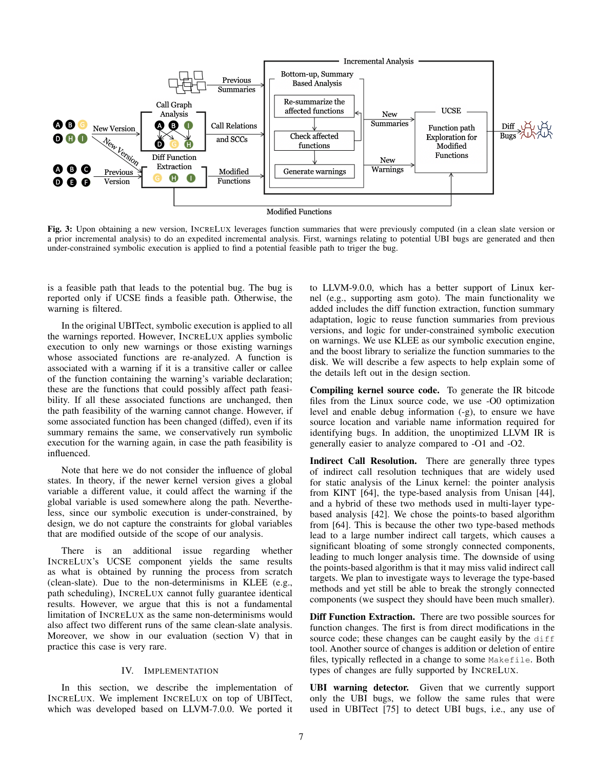Fig. 3: Upon obtaining a new version, INCRELUX leverages function summaries that were previously computed (in a clean slate version or a prior incremental analysis) to do an expedited incremental analysis. First, warnings relating to potential UBI bugs are generated and then under-constrained symbolic execution is applied to find a potential feasible path to triger the bug.

is a feasible path that leads to the potential bug. The bug is reported only if UCSE finds a feasible path. Otherwise, the warning is filtered.

In the original UBITect, symbolic execution is applied to all the warnings reported. However, INCRELUX applies symbolic execution to only new warnings or those existing warnings whose associated functions are re-analyzed. A function is associated with a warning if it is a transitive caller or callee of the function containing the warning's variable declaration; these are the functions that could possibly affect path feasibility. If all these associated functions are unchanged, then the path feasibility of the warning cannot change. However, if some associated function has been changed (diffed), even if its summary remains the same, we conservatively run symbolic execution for the warning again, in case the path feasibility is influenced.

Note that here we do not consider the influence of global states. In theory, if the newer kernel version gives a global variable a different value, it could affect the warning if the global variable is used somewhere along the path. Nevertheless, since our symbolic execution is under-constrained, by design, we do not capture the constraints for global variables that are modified outside of the scope of our analysis.

There is an additional issue regarding whether INCRELUX's UCSE component yields the same results as what is obtained by running the process from scratch (clean-slate). Due to the non-determinisms in KLEE (e.g., path scheduling), INCRELUX cannot fully guarantee identical results. However, we argue that this is not a fundamental limitation of INCRELUX as the same non-determinisms would also affect two different runs of the same clean-slate analysis. Moreover, we show in our evaluation (section V) that in practice this case is very rare.

## IV. IMPLEMENTATION

In this section, we describe the implementation of INCRELUX. We implement INCRELUX on top of UBITect, which was developed based on LLVM-7.0.0. We ported it to LLVM-9.0.0, which has a better support of Linux kernel (e.g., supporting asm goto). The main functionality we added includes the diff function extraction, function summary adaptation, logic to reuse function summaries from previous versions, and logic for under-constrained symbolic execution on warnings. We use KLEE as our symbolic execution engine, and the boost library to serialize the function summaries to the disk. We will describe a few aspects to help explain some of the details left out in the design section.

**Compiling kernel source code.** To generate the IR bitcode files from the Linux source code, we use -O0 optimization level and enable debug information (-g), to ensure we have source location and variable name information required for identifying bugs. In addition, the unoptimized LLVM IR is generally easier to analyze compared to -O1 and -O2.

**Indirect Call Resolution.** There are generally three types of indirect call resolution techniques that are widely used for static analysis of the Linux kernel: the pointer analysis from KINT [64], the type-based analysis from Unisan [44], and a hybrid of these two methods used in multi-layer type-based analysis [42]. We chose the points-to based algorithm from [64]. This is because the other two type-based methods lead to a large number indirect call targets, which causes a significant bloating of some strongly connected components, leading to much longer analysis time. The downside of using the points-based algorithm is that it may miss valid indirect call targets. We plan to investigate ways to leverage the type-based methods and yet still be able to break the strongly connected components (we suspect they should have been much smaller).

**Diff Function Extraction.** There are two possible sources for function changes. The first is from direct modifications in the source code; these changes can be caught easily by the `diff` tool. Another source of changes is addition or deletion of entire files, typically reflected in a change to some `Makefile`. Both types of changes are fully supported by INCRELUX.

**UBI warning detector.** Given that we currently support only the UBI bugs, we follow the same rules that were used in UBITect [75] to detect UBI bugs, i.e., any use of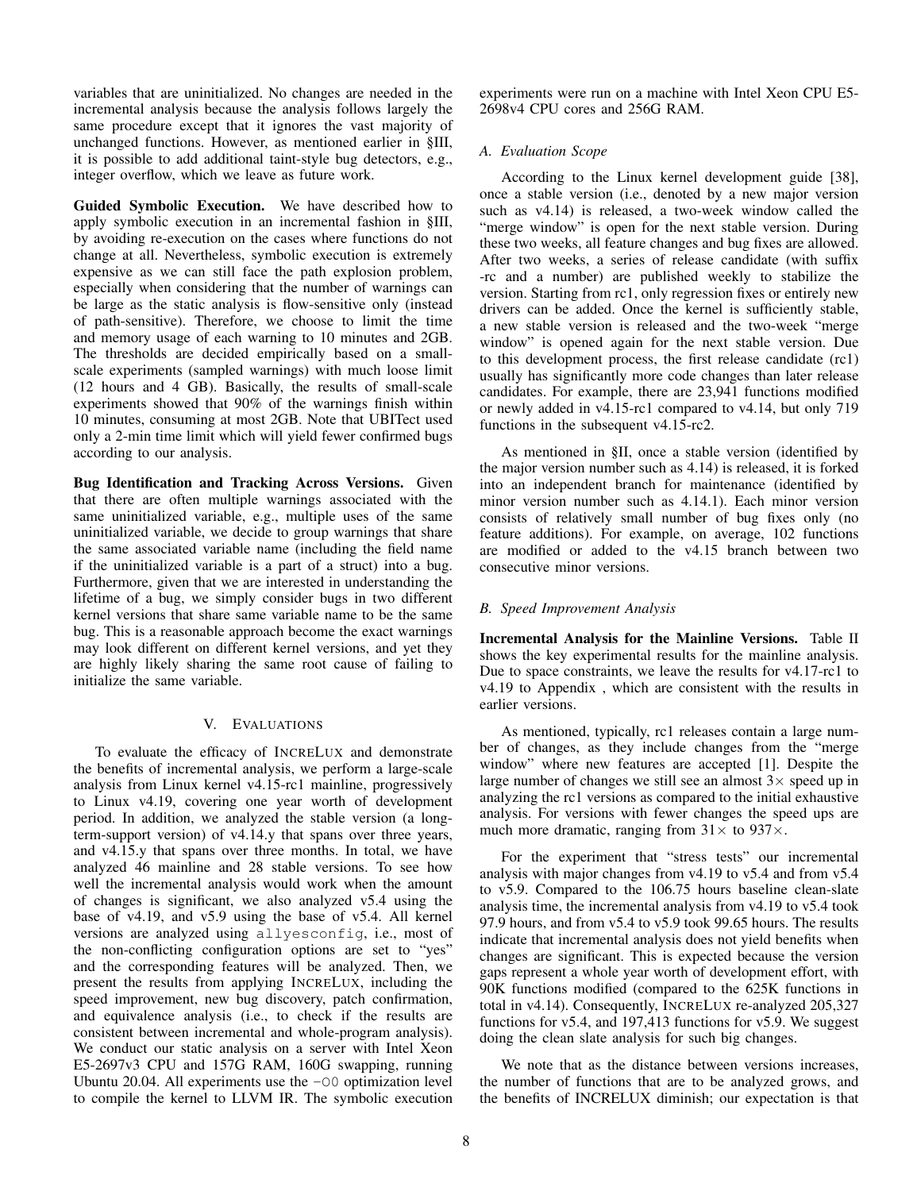variables that are uninitialized. No changes are needed in the incremental analysis because the analysis follows largely the same procedure except that it ignores the vast majority of unchanged functions. However, as mentioned earlier in §III, it is possible to add additional taint-style bug detectors, e.g., integer overflow, which we leave as future work.

**Guided Symbolic Execution.** We have described how to apply symbolic execution in an incremental fashion in §III, by avoiding re-execution on the cases where functions do not change at all. Nevertheless, symbolic execution is extremely expensive as we can still face the path explosion problem, especially when considering that the number of warnings can be large as the static analysis is flow-sensitive only (instead of path-sensitive). Therefore, we choose to limit the time and memory usage of each warning to 10 minutes and 2GB. The thresholds are decided empirically based on a small-scale experiments (sampled warnings) with much loose limit (12 hours and 4 GB). Basically, the results of small-scale experiments showed that 90% of the warnings finish within 10 minutes, consuming at most 2GB. Note that UBITect used only a 2-min time limit which will yield fewer confirmed bugs according to our analysis.

**Bug Identification and Tracking Across Versions.** Given that there are often multiple warnings associated with the same uninitialized variable, e.g., multiple uses of the same uninitialized variable, we decide to group warnings that share the same associated variable name (including the field name if the uninitialized variable is a part of a struct) into a bug. Furthermore, given that we are interested in understanding the lifetime of a bug, we simply consider bugs in two different kernel versions that share same variable name to be the same bug. This is a reasonable approach become the exact warnings may look different on different kernel versions, and yet they are highly likely sharing the same root cause of failing to initialize the same variable.

## V. EVALUATIONS

To evaluate the efficacy of INCRELUX and demonstrate the benefits of incremental analysis, we perform a large-scale analysis from Linux kernel v4.15-rc1 mainline, progressively to Linux v4.19, covering one year worth of development period. In addition, we analyzed the stable version (a long-term-support version) of v4.14.y that spans over three years, and v4.15.y that spans over three months. In total, we have analyzed 46 mainline and 28 stable versions. To see how well the incremental analysis would work when the amount of changes is significant, we also analyzed v5.4 using the base of v4.19, and v5.9 using the base of v5.4. All kernel versions are analyzed using `allyesconfig`, i.e., most of the non-conflicting configuration options are set to "yes" and the corresponding features will be analyzed. Then, we present the results from applying INCRELUX, including the speed improvement, new bug discovery, patch confirmation, and equivalence analysis (i.e., to check if the results are consistent between incremental and whole-program analysis). We conduct our static analysis on a server with Intel Xeon E5-2697v3 CPU and 157G RAM, 160G swapping, running Ubuntu 20.04. All experiments use the `-O0` optimization level to compile the kernel to LLVM IR. The symbolic execution experiments were run on a machine with Intel Xeon CPU E5-2698v4 CPU cores and 256G RAM.

### A. Evaluation Scope

According to the Linux kernel development guide [38], once a stable version (i.e., denoted by a new major version such as v4.14) is released, a two-week window called the "merge window" is open for the next stable version. During these two weeks, all feature changes and bug fixes are allowed. After two weeks, a series of release candidate (with suffix -rc and a number) are published weekly to stabilize the version. Starting from rc1, only regression fixes or entirely new drivers can be added. Once the kernel is sufficiently stable, a new stable version is released and the two-week "merge window" is opened again for the next stable version. Due to this development process, the first release candidate (rc1) usually has significantly more code changes than later release candidates. For example, there are 23,941 functions modified or newly added in v4.15-rc1 compared to v4.14, but only 719 functions in the subsequent v4.15-rc2.

As mentioned in §II, once a stable version (identified by the major version number such as 4.14) is released, it is forked into an independent branch for maintenance (identified by minor version number such as 4.14.1). Each minor version consists of relatively small number of bug fixes only (no feature additions). For example, on average, 102 functions are modified or added to the v4.15 branch between two consecutive minor versions.

### B. Speed Improvement Analysis

**Incremental Analysis for the Mainline Versions.** Table II shows the key experimental results for the mainline analysis. Due to space constraints, we leave the results for v4.17-rc1 to v4.19 to Appendix , which are consistent with the results in earlier versions.

As mentioned, typically, rc1 releases contain a large number of changes, as they include changes from the "merge window" where new features are accepted [1]. Despite the large number of changes we still see an almost $3\times$ speed up in analyzing the rc1 versions as compared to the initial exhaustive analysis. For versions with fewer changes the speed ups are much more dramatic, ranging from $31\times$ to $937\times$.

For the experiment that "stress tests" our incremental analysis with major changes from v4.19 to v5.4 and from v5.4 to v5.9. Compared to the 106.75 hours baseline clean-slate analysis time, the incremental analysis from v4.19 to v5.4 took 97.9 hours, and from v5.4 to v5.9 took 99.65 hours. The results indicate that incremental analysis does not yield benefits when changes are significant. This is expected because the version gaps represent a whole year worth of development effort, with 90K functions modified (compared to the 625K functions in total in v4.14). Consequently, INCRELUX re-analyzed 205,327 functions for v5.4, and 197,413 functions for v5.9. We suggest doing the clean slate analysis for such big changes.

We note that as the distance between versions increases, the number of functions that are to be analyzed grows, and the benefits of INCRELUX diminish; our expectation is that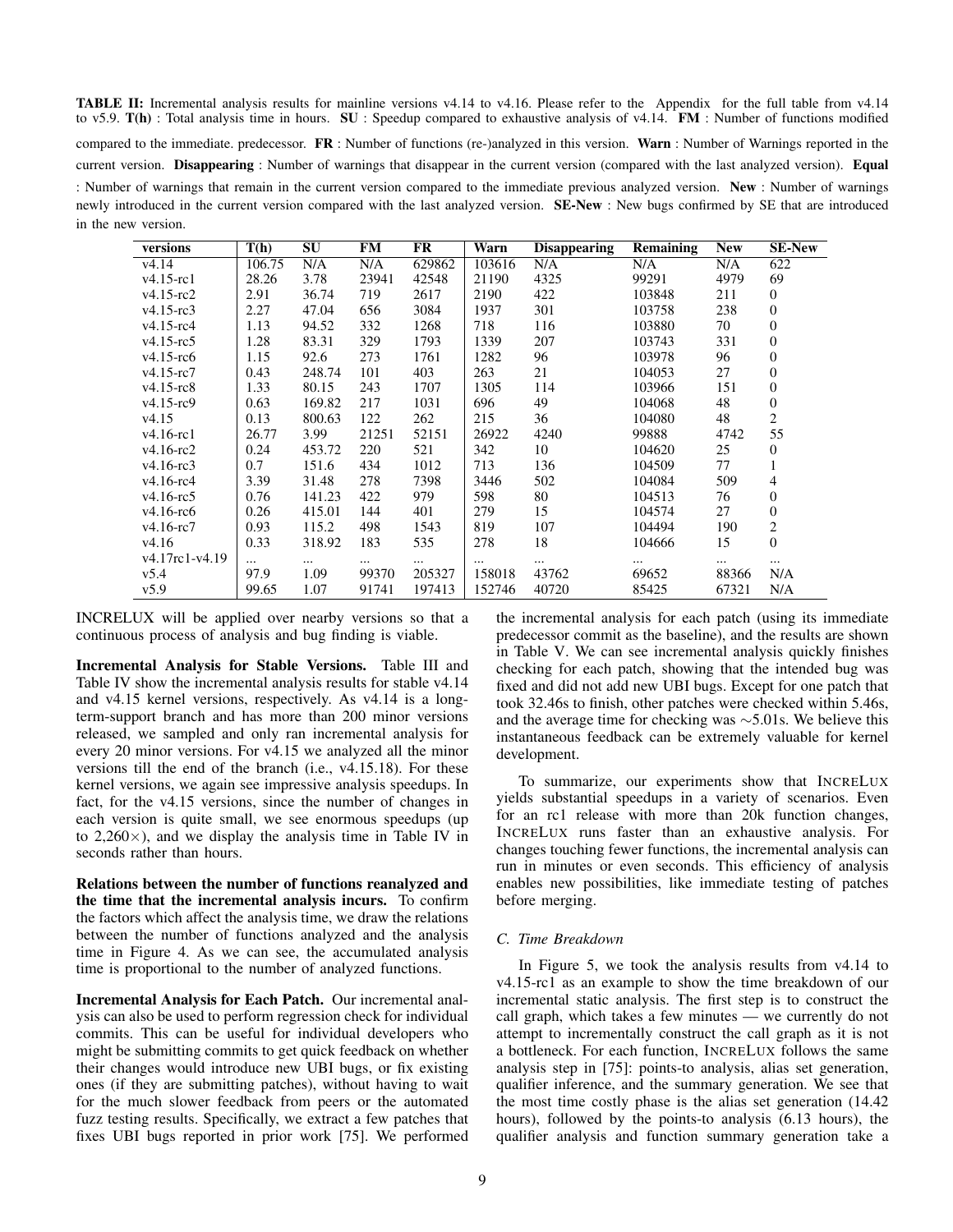**TABLE II:** Incremental analysis results for mainline versions v4.14 to v4.16. Please refer to the Appendix for the full table from v4.14 to v5.9. **T(h)** : Total analysis time in hours. **SU** : Speedup compared to exhaustive analysis of v4.14. **FM** : Number of functions modified compared to the immediate. predecessor. **FR** : Number of functions (re-)analyzed in this version. **Warn** : Number of Warnings reported in the current version. **Disappearing** : Number of warnings that disappear in the current version (compared with the last analyzed version). **Equal** : Number of warnings that remain in the current version compared to the immediate previous analyzed version. **New** : Number of warnings newly introduced in the current version compared with the last analyzed version. **SE-New** : New bugs confirmed by SE that are introduced in the new version.

| versions | T(h) | SU | FM | FR | Warn | Disappearing | Remaining | New | SE-New |
|---|---|---|---|---|---|---|---|---|---|
| v4.14 | 106.75 | N/A | N/A | 629862 | 103616 | N/A | N/A | N/A | 622 |
| v4.15-rc1 | 28.26 | 3.78 | 23941 | 42548 | 21190 | 4325 | 99291 | 4979 | 69 |
| v4.15-rc2 | 2.91 | 36.74 | 719 | 2617 | 2190 | 422 | 103848 | 211 | 0 |
| v4.15-rc3 | 2.27 | 47.04 | 656 | 3084 | 1937 | 301 | 103758 | 238 | 0 |
| v4.15-rc4 | 1.13 | 94.52 | 332 | 1268 | 718 | 116 | 103880 | 70 | 0 |
| v4.15-rc5 | 1.28 | 83.31 | 329 | 1793 | 1339 | 207 | 103743 | 331 | 0 |
| v4.15-rc6 | 1.15 | 92.6 | 273 | 1761 | 1282 | 96 | 103978 | 96 | 0 |
| v4.15-rc7 | 0.43 | 248.74 | 101 | 403 | 263 | 21 | 104053 | 27 | 0 |
| v4.15-rc8 | 1.33 | 80.15 | 243 | 1707 | 1305 | 114 | 103966 | 151 | 0 |
| v4.15-rc9 | 0.63 | 169.82 | 217 | 1031 | 696 | 49 | 104068 | 48 | 0 |
| v4.15 | 0.13 | 800.63 | 122 | 262 | 215 | 36 | 104080 | 48 | 2 |
| v4.16-rc1 | 26.77 | 3.99 | 21251 | 52151 | 26922 | 4240 | 99888 | 4742 | 55 |
| v4.16-rc2 | 0.24 | 453.72 | 220 | 521 | 342 | 10 | 104620 | 25 | 0 |
| v4.16-rc3 | 0.7 | 151.6 | 434 | 1012 | 713 | 136 | 104509 | 77 | 1 |
| v4.16-rc4 | 3.39 | 31.48 | 278 | 7398 | 3446 | 502 | 104084 | 509 | 4 |
| v4.16-rc5 | 0.76 | 141.23 | 422 | 979 | 598 | 80 | 104513 | 76 | 0 |
| v4.16-rc6 | 0.26 | 415.01 | 144 | 401 | 279 | 15 | 104574 | 27 | 0 |
| v4.16-rc7 | 0.93 | 115.2 | 498 | 1543 | 819 | 107 | 104494 | 190 | 2 |
| v4.16 | 0.33 | 318.92 | 183 | 535 | 278 | 18 | 104666 | 15 | 0 |
| v4.17rc1-v4.19 | ... | ... | ... | ... | ... | ... | ... | ... | ... |
| v5.4 | 97.9 | 1.09 | 99370 | 205327 | 158018 | 43762 | 69652 | 88366 | N/A |
| v5.9 | 99.65 | 1.07 | 91741 | 197413 | 152746 | 40720 | 85425 | 67321 | N/A |

INCRELUX will be applied over nearby versions so that a continuous process of analysis and bug finding is viable.

**Incremental Analysis for Stable Versions.** Table III and Table IV show the incremental analysis results for stable v4.14 and v4.15 kernel versions, respectively. As v4.14 is a long-term-support branch and has more than 200 minor versions released, we sampled and only ran incremental analysis for every 20 minor versions. For v4.15 we analyzed all the minor versions till the end of the branch (i.e., v4.15.18). For these kernel versions, we again see impressive analysis speedups. In fact, for the v4.15 versions, since the number of changes in each version is quite small, we see enormous speedups (up to 2,260×), and we display the analysis time in Table IV in seconds rather than hours.

**Relations between the number of functions reanalyzed and the time that the incremental analysis incurs.** To confirm the factors which affect the analysis time, we draw the relations between the number of functions analyzed and the analysis time in Figure 4. As we can see, the accumulated analysis time is proportional to the number of analyzed functions.

**Incremental Analysis for Each Patch.** Our incremental analysis can also be used to perform regression check for individual commits. This can be useful for individual developers who might be submitting commits to get quick feedback on whether their changes would introduce new UBI bugs, or fix existing ones (if they are submitting patches), without having to wait for the much slower feedback from peers or the automated fuzz testing results. Specifically, we extract a few patches that fixes UBI bugs reported in prior work [75]. We performed the incremental analysis for each patch (using its immediate predecessor commit as the baseline), and the results are shown in Table V. We can see incremental analysis quickly finishes checking for each patch, showing that the intended bug was fixed and did not add new UBI bugs. Except for one patch that took 32.46s to finish, other patches were checked within 5.46s, and the average time for checking was ∼5.01s. We believe this instantaneous feedback can be extremely valuable for kernel development.

To summarize, our experiments show that INCRELUX yields substantial speedups in a variety of scenarios. Even for an rc1 release with more than 20k function changes, INCRELUX runs faster than an exhaustive analysis. For changes touching fewer functions, the incremental analysis can run in minutes or even seconds. This efficiency of analysis enables new possibilities, like immediate testing of patches before merging.

### *C. Time Breakdown*

In Figure 5, we took the analysis results from v4.14 to v4.15-rc1 as an example to show the time breakdown of our incremental static analysis. The first step is to construct the call graph, which takes a few minutes — we currently do not attempt to incrementally construct the call graph as it is not a bottleneck. For each function, INCRELUX follows the same analysis step in [75]: points-to analysis, alias set generation, qualifier inference, and the summary generation. We see that the most time costly phase is the alias set generation (14.42 hours), followed by the points-to analysis (6.13 hours), the qualifier analysis and function summary generation take a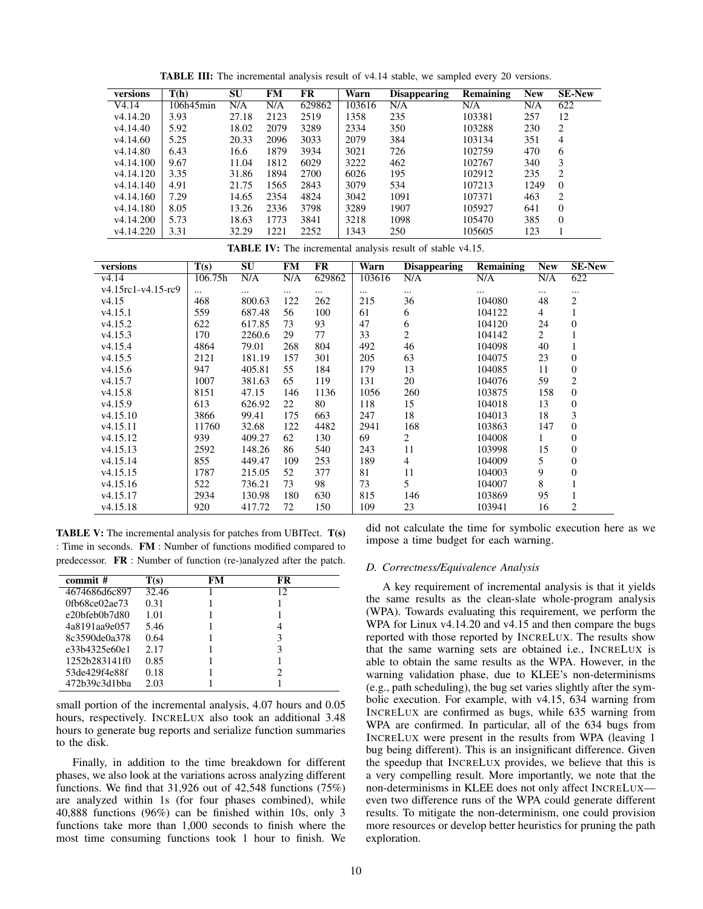**TABLE III:** The incremental analysis result of v4.14 stable, we sampled every 20 versions.

| versions | T(h) | SU | FM | FR | Warn | Disappearing | Remaining | New | SE-New |
|---|---|---|---|---|---|---|---|---|---|
| V4.14 | 106h45min | N/A | N/A | 629862 | 103616 | N/A | N/A | N/A | 622 |
| v4.14.20 | 3.93 | 27.18 | 2123 | 2519 | 1358 | 235 | 103381 | 257 | 12 |
| v4.14.40 | 5.92 | 18.02 | 2079 | 3289 | 2334 | 350 | 103288 | 230 | 2 |
| v4.14.60 | 5.25 | 20.33 | 2096 | 3033 | 2079 | 384 | 103134 | 351 | 4 |
| v4.14.80 | 6.43 | 16.6 | 1879 | 3934 | 3021 | 726 | 102759 | 470 | 6 |
| v4.14.100 | 9.67 | 11.04 | 1812 | 6029 | 3222 | 462 | 102767 | 340 | 3 |
| v4.14.120 | 3.35 | 31.86 | 1894 | 2700 | 6026 | 195 | 102912 | 235 | 2 |
| v4.14.140 | 4.91 | 21.75 | 1565 | 2843 | 3079 | 534 | 107213 | 1249 | 0 |
| v4.14.160 | 7.29 | 14.65 | 2354 | 4824 | 3042 | 1091 | 107371 | 463 | 2 |
| v4.14.180 | 8.05 | 13.26 | 2336 | 3798 | 3289 | 1907 | 105927 | 641 | 0 |
| v4.14.200 | 5.73 | 18.63 | 1773 | 3841 | 3218 | 1098 | 105470 | 385 | 0 |
| v4.14.220 | 3.31 | 32.29 | 1221 | 2252 | 1343 | 250 | 105605 | 123 | 1 |

**TABLE IV:** The incremental analysis result of stable v4.15.

| versions | T(s) | SU | FM | FR | Warn | Disappearing | Remaining | New | SE-New |
|---|---|---|---|---|---|---|---|---|---|
| v4.14 | 106.75h | N/A | N/A | 629862 | 103616 | N/A | N/A | N/A | 622 |
| v4.15rc1-v4.15-rc9 | ... | ... | ... | ... | ... | ... | ... | ... | ... |
| v4.15 | 468 | 800.63 | 122 | 262 | 215 | 36 | 104080 | 48 | 2 |
| v4.15.1 | 559 | 687.48 | 56 | 100 | 61 | 6 | 104122 | 4 | 1 |
| v4.15.2 | 622 | 617.85 | 73 | 93 | 47 | 6 | 104120 | 24 | 0 |
| v4.15.3 | 170 | 2260.6 | 29 | 77 | 33 | 2 | 104142 | 2 | 1 |
| v4.15.4 | 4864 | 79.01 | 268 | 804 | 492 | 46 | 104098 | 40 | 1 |
| v4.15.5 | 2121 | 181.19 | 157 | 301 | 205 | 63 | 104075 | 23 | 0 |
| v4.15.6 | 947 | 405.81 | 55 | 184 | 179 | 13 | 104085 | 11 | 0 |
| v4.15.7 | 1007 | 381.63 | 65 | 119 | 131 | 20 | 104076 | 59 | 2 |
| v4.15.8 | 8151 | 47.15 | 146 | 1136 | 1056 | 260 | 103875 | 158 | 0 |
| v4.15.9 | 613 | 626.92 | 22 | 80 | 118 | 15 | 104018 | 13 | 0 |
| v4.15.10 | 3866 | 99.41 | 175 | 663 | 247 | 18 | 104013 | 18 | 3 |
| v4.15.11 | 11760 | 32.68 | 122 | 4482 | 2941 | 168 | 103863 | 147 | 0 |
| v4.15.12 | 939 | 409.27 | 62 | 130 | 69 | 2 | 104008 | 1 | 0 |
| v4.15.13 | 2592 | 148.26 | 86 | 540 | 243 | 11 | 103998 | 15 | 0 |
| v4.15.14 | 855 | 449.47 | 109 | 253 | 189 | 4 | 104009 | 5 | 0 |
| v4.15.15 | 1787 | 215.05 | 52 | 377 | 81 | 11 | 104003 | 9 | 0 |
| v4.15.16 | 522 | 736.21 | 73 | 98 | 73 | 5 | 104007 | 8 | 1 |
| v4.15.17 | 2934 | 130.98 | 180 | 630 | 815 | 146 | 103869 | 95 | 1 |
| v4.15.18 | 920 | 417.72 | 72 | 150 | 109 | 23 | 103941 | 16 | 2 |

**TABLE V:** The incremental analysis for patches from UBITect. **T(s)** : Time in seconds. **FM** : Number of functions modified compared to predecessor. **FR** : Number of function (re-)analyzed after the patch.

| commit # | T(s) | FM | FR |
|---|---|---|---|
| 4674686d6c897 | 32.46 | 1 | 12 |
| 0fb68ce02ae73 | 0.31 | 1 | 1 |
| e20bfeb0b7d80 | 1.01 | 1 | 1 |
| 4a8191aa9e057 | 5.46 | 1 | 4 |
| 8c3590de0a378 | 0.64 | 1 | 3 |
| e33b4325e60e1 | 2.17 | 1 | 3 |
| 1252b283141f0 | 0.85 | 1 | 1 |
| 53de429f4e88f | 0.18 | 1 | 2 |
| 472b39c3d1bba | 2.03 | 1 | 1 |

small portion of the incremental analysis, 4.07 hours and 0.05 hours, respectively. INCRELUX also took an additional 3.48 hours to generate bug reports and serialize function summaries to the disk.

Finally, in addition to the time breakdown for different phases, we also look at the variations across analyzing different functions. We find that 31,926 out of 42,548 functions (75%) are analyzed within 1s (for four phases combined), while 40,888 functions (96%) can be finished within 10s, only 3 functions take more than 1,000 seconds to finish where the most time consuming functions took 1 hour to finish. We did not calculate the time for symbolic execution here as we impose a time budget for each warning.

### D. Correctness/Equivalence Analysis

A key requirement of incremental analysis is that it yields the same results as the clean-slate whole-program analysis (WPA). Towards evaluating this requirement, we perform the WPA for Linux v4.14.20 and v4.15 and then compare the bugs reported with those reported by INCRELUX. The results show that the same warning sets are obtained i.e., INCRELUX is able to obtain the same results as the WPA. However, in the warning validation phase, due to KLEE's non-determinisms (e.g., path scheduling), the bug set varies slightly after the symbolic execution. For example, with v4.15, 634 warning from INCRELUX are confirmed as bugs, while 635 warning from WPA are confirmed. In particular, all of the 634 bugs from INCRELUX were present in the results from WPA (leaving 1 bug being different). This is an insignificant difference. Given the speedup that INCRELUX provides, we believe that this is a very compelling result. More importantly, we note that the non-determinisms in KLEE does not only affect INCRELUX—even two difference runs of the WPA could generate different results. To mitigate the non-determinism, one could provision more resources or develop better heuristics for pruning the path exploration.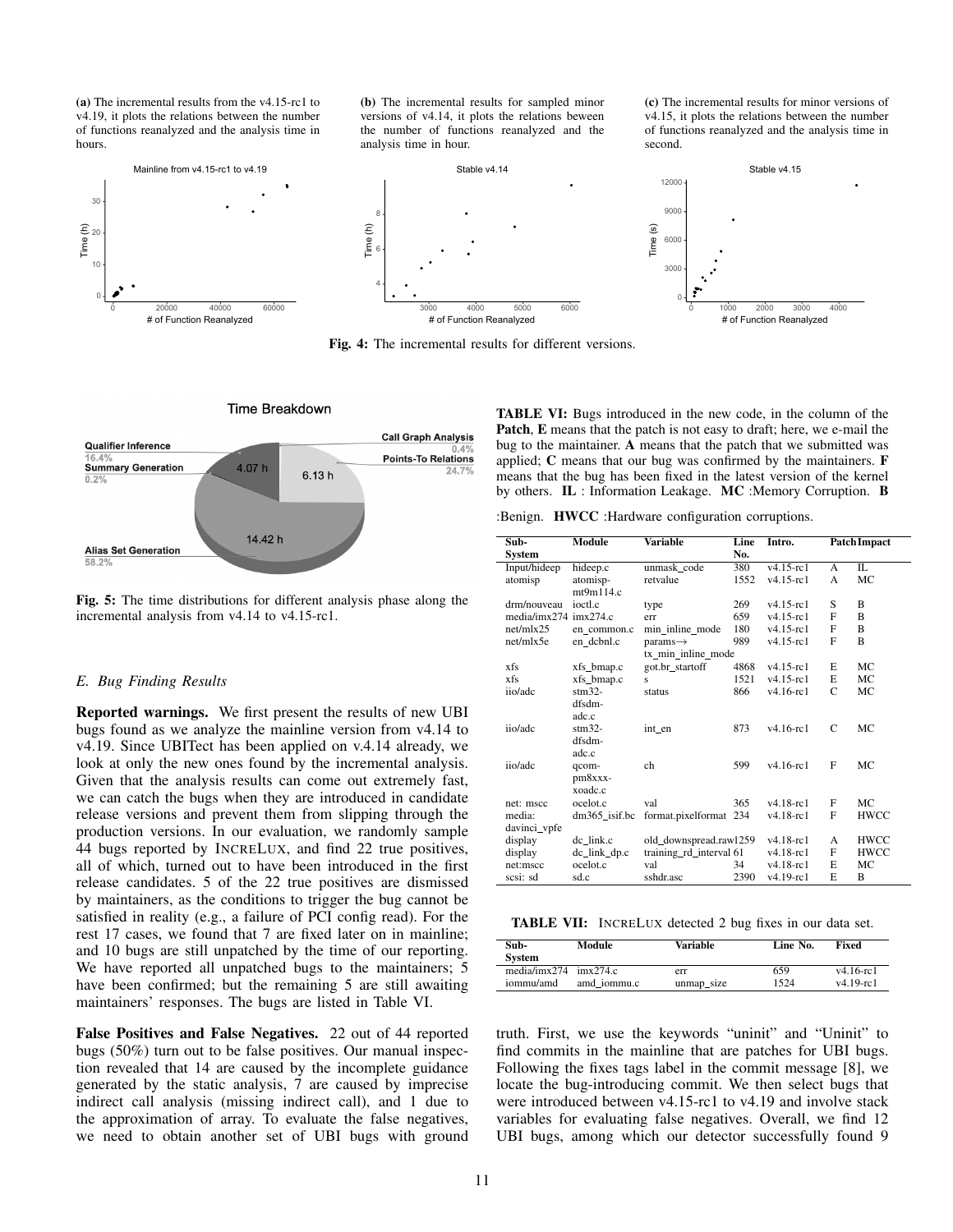(a) The incremental results from the v4.15-rc1 to v4.19, it plots the relations between the number of functions reanalyzed and the analysis time in hours.

(b) The incremental results for sampled minor versions of v4.14, it plots the relations beween the number of functions reanalyzed and the analysis time in hour.

(c) The incremental results for minor versions of v4.15, it plots the relations between the number of functions reanalyzed and the analysis time in second.

**Fig. 4:** The incremental results for different versions.

**Fig. 5:** The time distributions for different analysis phase along the incremental analysis from v4.14 to v4.15-rc1.

### *E. Bug Finding Results*

**Reported warnings.** We first present the results of new UBI bugs found as we analyze the mainline version from v4.14 to v4.19. Since UBITect has been applied on v.4.14 already, we look at only the new ones found by the incremental analysis. Given that the analysis results can come out extremely fast, we can catch the bugs when they are introduced in candidate release versions and prevent them from slipping through the production versions. In our evaluation, we randomly sample 44 bugs reported by INCRELUX, and find 22 true positives, all of which, turned out to have been introduced in the first release candidates. 5 of the 22 true positives are dismissed by maintainers, as the conditions to trigger the bug cannot be satisfied in reality (e.g., a failure of PCI config read). For the rest 17 cases, we found that 7 are fixed later on in mainline; and 10 bugs are still unpatched by the time of our reporting. We have reported all unpatched bugs to the maintainers; 5 have been confirmed; but the remaining 5 are still awaiting maintainers' responses. The bugs are listed in Table VI.

**False Positives and False Negatives.** 22 out of 44 reported bugs (50%) turn out to be false positives. Our manual inspection revealed that 14 are caused by the incomplete guidance generated by the static analysis, 7 are caused by imprecise indirect call analysis (missing indirect call), and 1 due to the approximation of array. To evaluate the false negatives, we need to obtain another set of UBI bugs with ground truth. First, we use the keywords "uninit" and "Uninit" to find commits in the mainline that are patches for UBI bugs. Following the fixes tags label in the commit message [8], we locate the bug-introducing commit. We then select bugs that were introduced between v4.15-rc1 to v4.19 and involve stack variables for evaluating false negatives. Overall, we find 12 UBI bugs, among which our detector successfully found 9

**TABLE VI:** Bugs introduced in the new code, in the column of the **Patch**, **E** means that the patch is not easy to draft; here, we e-mail the bug to the maintainer. **A** means that the patch that we submitted was applied; **C** means that our bug was confirmed by the maintainers. **F** means that the bug has been fixed in the latest version of the kernel by others. **IL** : Information Leakage. **MC** :Memory Corruption. **B** :Benign. **HWCC** :Hardware configuration corruptions.

| Sub-System | Module | Variable | Line No. | Intro. | Patch | Impact |
|---|---|---|---|---|---|---|
| Input/hideep | hideep.c | unmask_code | 380 | v4.15-rc1 | A | IL |
| atomisp | atomisp-mt9m114.c | retvalue | 1552 | v4.15-rc1 | A | MC |
| drm/nouveau | ioctl.c | type | 269 | v4.15-rc1 | S | B |
| media/imx274 | imx274.c | err | 659 | v4.15-rc1 | F | B |
| net/mlx25 | en_common.c | min_inline_mode | 180 | v4.15-rc1 | F | B |
| net/mlx5e | en_dcbnl.c | params→tx_min_inline_mode | 989 | v4.15-rc1 | F | B |
| xfs | xfs_bmap.c | got.br_startoff | 4868 | v4.15-rc1 | E | MC |
| xfs | xfs_bmap.c | s | 1521 | v4.15-rc1 | E | MC |
| iio/adc | stm32-dfsdm-adc.c | status | 866 | v4.16-rc1 | C | MC |
| iio/adc | stm32-dfsdm-adc.c | int_en | 873 | v4.16-rc1 | C | MC |
| iio/adc | qcom-pm8xxx-xoadc.c | ch | 599 | v4.16-rc1 | F | MC |
| net: mscc | ocelot.c | val | 365 | v4.18-rc1 | F | MC |
| media: davinci_vpfe | dm365_isif.bc | format.pixelformat | 234 | v4.18-rc1 | F | HWCC |
| display | dc_link.c | old_downspread.raw | 1259 | v4.18-rc1 | A | HWCC |
| display | dc_link_dp.c | training_rd_interval | 61 | v4.18-rc1 | F | HWCC |
| net:mscc | ocelot.c | val | 34 | v4.18-rc1 | E | MC |
| scsi: sd | sd.c | sshdr.asc | 2390 | v4.19-rc1 | E | B |

**TABLE VII:** INCRELUX detected 2 bug fixes in our data set.

| Sub-System | Module | Variable | Line No. | Fixed |
|---|---|---|---|---|
| media/imx274 | imx274.c | err | 659 | v4.16-rc1 |
| iommu/amd | amd_iommu.c | unmap_size | 1524 | v4.19-rc1 |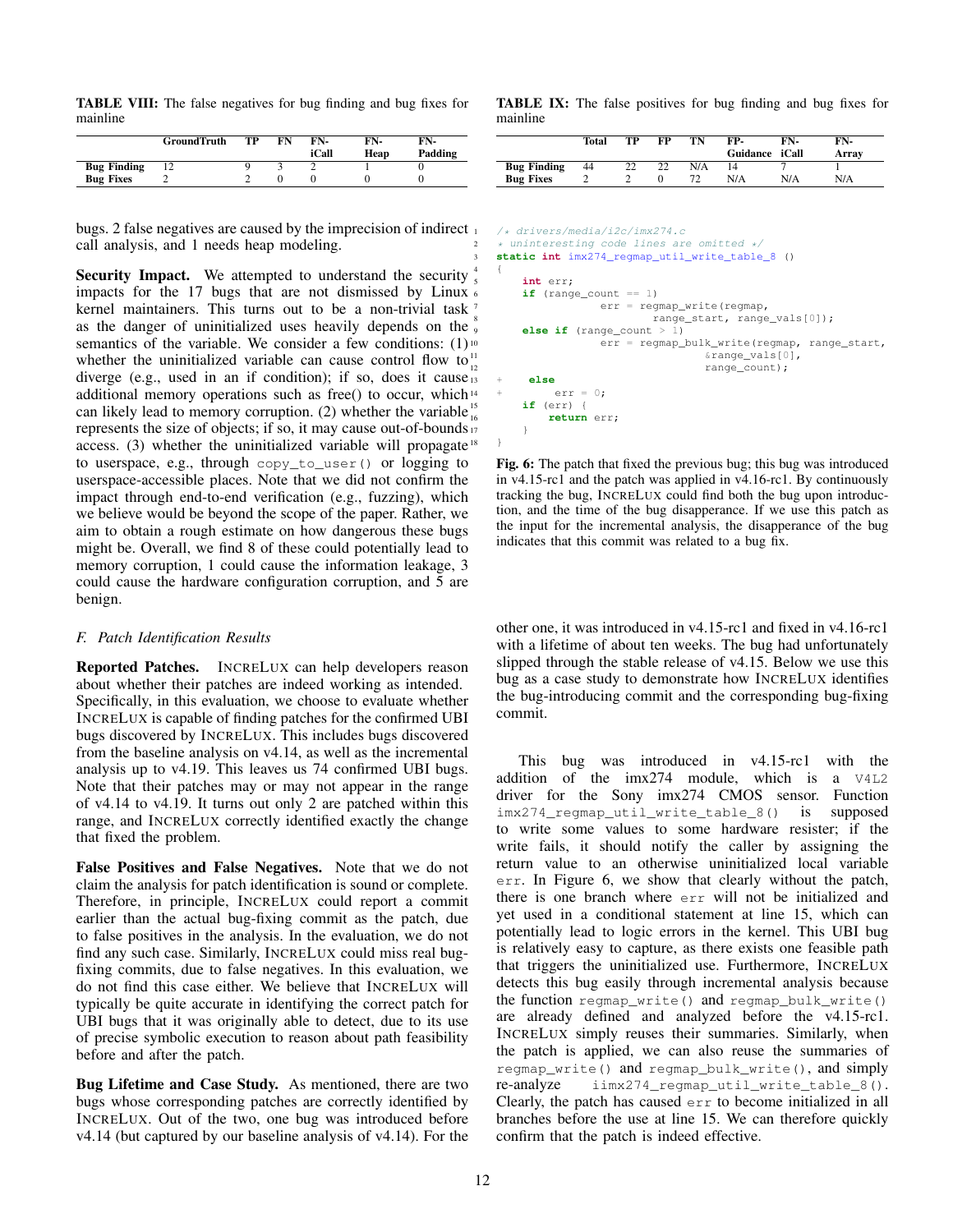**TABLE VIII:** The false negatives for bug finding and bug fixes for mainline

| | GroundTruth | TP | FN | FN-iCall | FN-Heap | FN-Padding |
|---|---|---|---|---|---|---|
| **Bug Finding** | 12 | 9 | 3 | 2 | 1 | 0 |
| **Bug Fixes** | 2 | 2 | 0 | 0 | 0 | 0 |

bugs. 2 false negatives are caused by the imprecision of indirect call analysis, and 1 needs heap modeling.

**Security Impact.** We attempted to understand the security impacts for the 17 bugs that are not dismissed by Linux kernel maintainers. This turns out to be a non-trivial task as the danger of uninitialized uses heavily depends on the semantics of the variable. We consider a few conditions: (1) whether the uninitialized variable can cause control flow to diverge (e.g., used in an if condition); if so, does it cause additional memory operations such as free() to occur, which can likely lead to memory corruption. (2) whether the variable represents the size of objects; if so, it may cause out-of-bounds access. (3) whether the uninitialized variable will propagate to userspace, e.g., through `copy_to_user()` or logging to userspace-accessible places. Note that we did not confirm the impact through end-to-end verification (e.g., fuzzing), which we believe would be beyond the scope of the paper. Rather, we aim to obtain a rough estimate on how dangerous these bugs might be. Overall, we find 8 of these could potentially lead to memory corruption, 1 could cause the information leakage, 3 could cause the hardware configuration corruption, and 5 are benign.

### *F. Patch Identification Results*

**Reported Patches.** INCRELUX can help developers reason about whether their patches are indeed working as intended. Specifically, in this evaluation, we choose to evaluate whether INCRELUX is capable of finding patches for the confirmed UBI bugs discovered by INCRELUX. This includes bugs discovered from the baseline analysis on v4.14, as well as the incremental analysis up to v4.19. This leaves us 74 confirmed UBI bugs. Note that their patches may or may not appear in the range of v4.14 to v4.19. It turns out only 2 are patched within this range, and INCRELUX correctly identified exactly the change that fixed the problem.

**False Positives and False Negatives.** Note that we do not claim the analysis for patch identification is sound or complete. Therefore, in principle, INCRELUX could report a commit earlier than the actual bug-fixing commit as the patch, due to false positives in the analysis. In the evaluation, we do not find any such case. Similarly, INCRELUX could miss real bug-fixing commits, due to false negatives. In this evaluation, we do not find this case either. We believe that INCRELUX will typically be quite accurate in identifying the correct patch for UBI bugs that it was originally able to detect, due to its use of precise symbolic execution to reason about path feasibility before and after the patch.

**Bug Lifetime and Case Study.** As mentioned, there are two bugs whose corresponding patches are correctly identified by INCRELUX. Out of the two, one bug was introduced before v4.14 (but captured by our baseline analysis of v4.14). For the other one, it was introduced in v4.15-rc1 and fixed in v4.16-rc1 with a lifetime of about ten weeks. The bug had unfortunately slipped through the stable release of v4.15. Below we use this bug as a case study to demonstrate how INCRELUX identifies the bug-introducing commit and the corresponding bug-fixing commit.

**TABLE IX:** The false positives for bug finding and bug fixes for mainline

| | Total | TP | FP | TN | FP-Guidance | FN-iCall | FN-Array |
|---|---|---|---|---|---|---|---|
| **Bug Finding** | 44 | 22 | 22 | N/A | 14 | 7 | 1 |
| **Bug Fixes** | 2 | 2 | 0 | 72 | N/A | N/A | N/A |

```
/* drivers/media/i2c/imx274.c
 * uninteresting code lines are omitted */
static int imx274_regmap_util_write_table_8 ()
{
    int err;
    if (range_count == 1)
            err = regmap_write(regmap,
                    range_start, range_vals[0]);
    else if (range_count > 1)
            err = regmap_bulk_write(regmap, range_start,
                            &range_vals[0],
                            range_count);
+    else
+        err = 0;
    if (err) {
        return err;
    }
}
```

**Fig. 6:** The patch that fixed the previous bug; this bug was introduced in v4.15-rc1 and the patch was applied in v4.16-rc1. By continuously tracking the bug, INCRELUX could find both the bug upon introduction, and the time of the bug disapperance. If we use this patch as the input for the incremental analysis, the disapperance of the bug indicates that this commit was related to a bug fix.

This bug was introduced in v4.15-rc1 with the addition of the imx274 module, which is a `V4L2` driver for the Sony imx274 CMOS sensor. Function `imx274_regmap_util_write_table_8()` is supposed to write some values to some hardware resister; if the write fails, it should notify the caller by assigning the return value to an otherwise uninitialized local variable `err`. In Figure 6, we show that clearly without the patch, there is one branch where `err` will not be initialized and yet used in a conditional statement at line 15, which can potentially lead to logic errors in the kernel. This UBI bug is relatively easy to capture, as there exists one feasible path that triggers the uninitialized use. Furthermore, INCRELUX detects this bug easily through incremental analysis because the function `regmap_write()` and `regmap_bulk_write()` are already defined and analyzed before the v4.15-rc1. INCRELUX simply reuses their summaries. Similarly, when the patch is applied, we can also reuse the summaries of `regmap_write()` and `regmap_bulk_write()`, and simply re-analyze `iimx274_regmap_util_write_table_8()`. Clearly, the patch has caused `err` to become initialized in all branches before the use at line 15. We can therefore quickly confirm that the patch is indeed effective.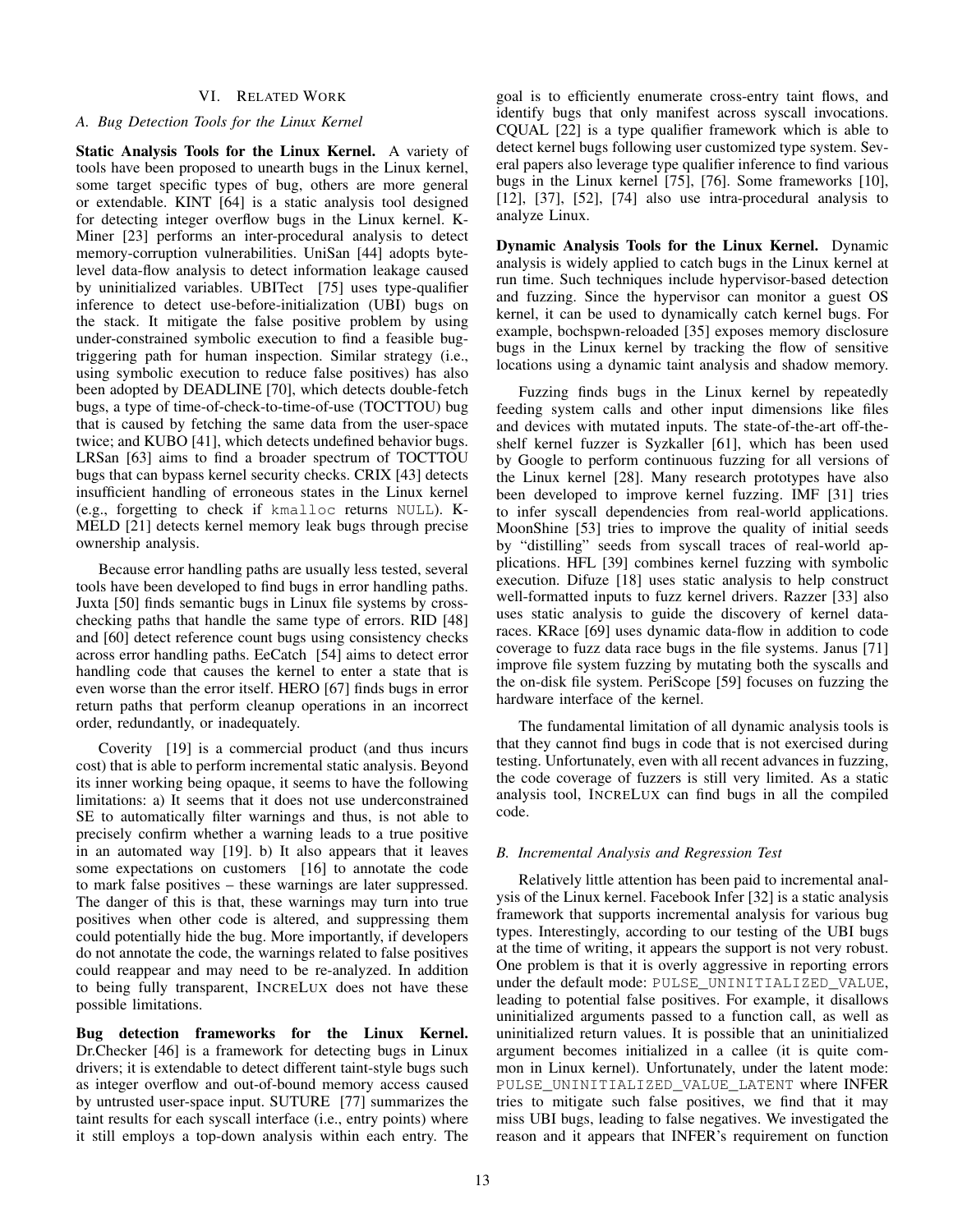## VI. Related Work

### A. Bug Detection Tools for the Linux Kernel

**Static Analysis Tools for the Linux Kernel.** A variety of tools have been proposed to unearth bugs in the Linux kernel, some target specific types of bug, others are more general or extendable. KINT [64] is a static analysis tool designed for detecting integer overflow bugs in the Linux kernel. K-Miner [23] performs an inter-procedural analysis to detect memory-corruption vulnerabilities. UniSan [44] adopts byte-level data-flow analysis to detect information leakage caused by uninitialized variables. UBITect [75] uses type-qualifier inference to detect use-before-initialization (UBI) bugs on the stack. It mitigate the false positive problem by using under-constrained symbolic execution to find a feasible bug-triggering path for human inspection. Similar strategy (i.e., using symbolic execution to reduce false positives) has also been adopted by DEADLINE [70], which detects double-fetch bugs, a type of time-of-check-to-time-of-use (TOCTTOU) bug that is caused by fetching the same data from the user-space twice; and KUBO [41], which detects undefined behavior bugs. LRSan [63] aims to find a broader spectrum of TOCTTOU bugs that can bypass kernel security checks. CRIX [43] detects insufficient handling of erroneous states in the Linux kernel (e.g., forgetting to check if `kmalloc` returns `NULL`). K-MELD [21] detects kernel memory leak bugs through precise ownership analysis.

Because error handling paths are usually less tested, several tools have been developed to find bugs in error handling paths. Juxta [50] finds semantic bugs in Linux file systems by cross-checking paths that handle the same type of errors. RID [48] and [60] detect reference count bugs using consistency checks across error handling paths. EeCatch [54] aims to detect error handling code that causes the kernel to enter a state that is even worse than the error itself. HERO [67] finds bugs in error return paths that perform cleanup operations in an incorrect order, redundantly, or inadequately.

Coverity [19] is a commercial product (and thus incurs cost) that is able to perform incremental static analysis. Beyond its inner working being opaque, it seems to have the following limitations: a) It seems that it does not use underconstrained SE to automatically filter warnings and thus, is not able to precisely confirm whether a warning leads to a true positive in an automated way [19]. b) It also appears that it leaves some expectations on customers [16] to annotate the code to mark false positives – these warnings are later suppressed. The danger of this is that, these warnings may turn into true positives when other code is altered, and suppressing them could potentially hide the bug. More importantly, if developers do not annotate the code, the warnings related to false positives could reappear and may need to be re-analyzed. In addition to being fully transparent, IncreLux does not have these possible limitations.

**Bug detection frameworks for the Linux Kernel.** Dr.Checker [46] is a framework for detecting bugs in Linux drivers; it is extendable to detect different taint-style bugs such as integer overflow and out-of-bound memory access caused by untrusted user-space input. SUTURE [77] summarizes the taint results for each syscall interface (i.e., entry points) where it still employs a top-down analysis within each entry. The goal is to efficiently enumerate cross-entry taint flows, and identify bugs that only manifest across syscall invocations. CQUAL [22] is a type qualifier framework which is able to detect kernel bugs following user customized type system. Several papers also leverage type qualifier inference to find various bugs in the Linux kernel [75], [76]. Some frameworks [10], [12], [37], [52], [74] also use intra-procedural analysis to analyze Linux.

**Dynamic Analysis Tools for the Linux Kernel.** Dynamic analysis is widely applied to catch bugs in the Linux kernel at run time. Such techniques include hypervisor-based detection and fuzzing. Since the hypervisor can monitor a guest OS kernel, it can be used to dynamically catch kernel bugs. For example, bochspwn-reloaded [35] exposes memory disclosure bugs in the Linux kernel by tracking the flow of sensitive locations using a dynamic taint analysis and shadow memory.

Fuzzing finds bugs in the Linux kernel by repeatedly feeding system calls and other input dimensions like files and devices with mutated inputs. The state-of-the-art off-the-shelf kernel fuzzer is Syzkaller [61], which has been used by Google to perform continuous fuzzing for all versions of the Linux kernel [28]. Many research prototypes have also been developed to improve kernel fuzzing. IMF [31] tries to infer syscall dependencies from real-world applications. MoonShine [53] tries to improve the quality of initial seeds by "distilling" seeds from syscall traces of real-world applications. HFL [39] combines kernel fuzzing with symbolic execution. Difuze [18] uses static analysis to help construct well-formatted inputs to fuzz kernel drivers. Razzer [33] also uses static analysis to guide the discovery of kernel data-races. KRace [69] uses dynamic data-flow in addition to code coverage to fuzz data race bugs in the file systems. Janus [71] improve file system fuzzing by mutating both the syscalls and the on-disk file system. PeriScope [59] focuses on fuzzing the hardware interface of the kernel.

The fundamental limitation of all dynamic analysis tools is that they cannot find bugs in code that is not exercised during testing. Unfortunately, even with all recent advances in fuzzing, the code coverage of fuzzers is still very limited. As a static analysis tool, IncreLux can find bugs in all the compiled code.

### B. Incremental Analysis and Regression Test

Relatively little attention has been paid to incremental analysis of the Linux kernel. Facebook Infer [32] is a static analysis framework that supports incremental analysis for various bug types. Interestingly, according to our testing of the UBI bugs at the time of writing, it appears the support is not very robust. One problem is that it is overly aggressive in reporting errors under the default mode: `PULSE_UNINITIALIZED_VALUE`, leading to potential false positives. For example, it disallows uninitialized arguments passed to a function call, as well as uninitialized return values. It is possible that an uninitialized argument becomes initialized in a callee (it is quite common in Linux kernel). Unfortunately, under the latent mode: `PULSE_UNINITIALIZED_VALUE_LATENT` where INFER tries to mitigate such false positives, we find that it may miss UBI bugs, leading to false negatives. We investigated the reason and it appears that INFER's requirement on function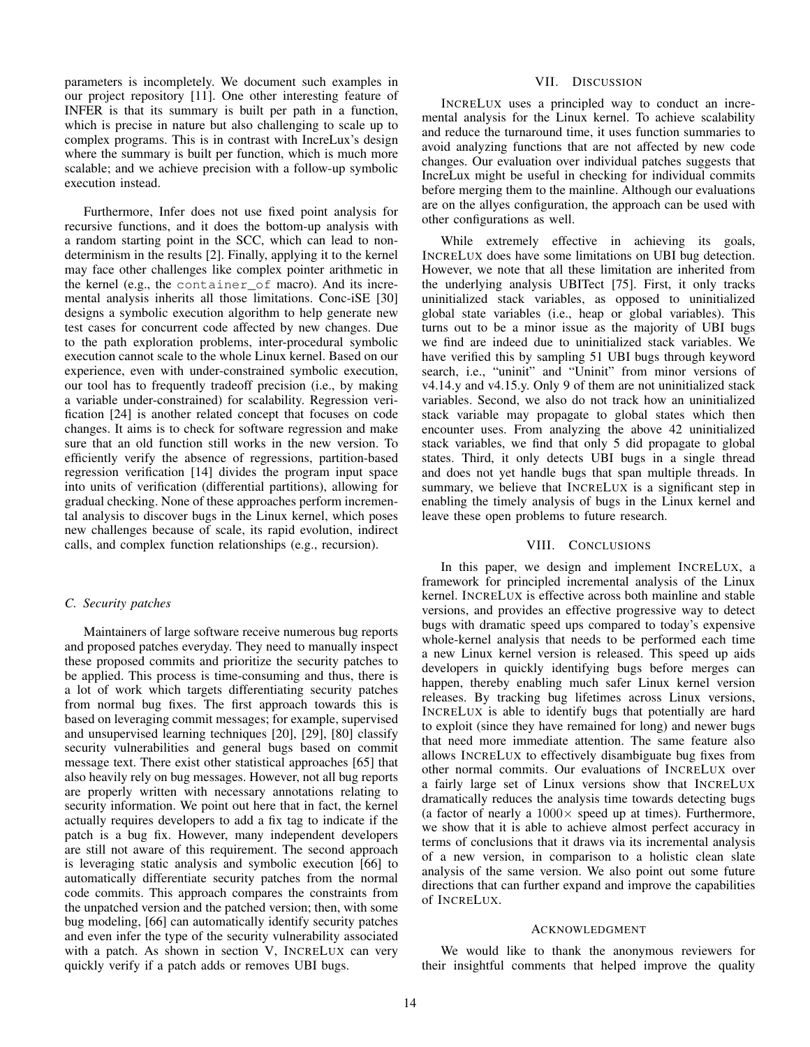parameters is incompletely. We document such examples in our project repository [11]. One other interesting feature of INFER is that its summary is built per path in a function, which is precise in nature but also challenging to scale up to complex programs. This is in contrast with IncreLux's design where the summary is built per function, which is much more scalable; and we achieve precision with a follow-up symbolic execution instead.

Furthermore, Infer does not use fixed point analysis for recursive functions, and it does the bottom-up analysis with a random starting point in the SCC, which can lead to non-determinism in the results [2]. Finally, applying it to the kernel may face other challenges like complex pointer arithmetic in the kernel (e.g., the `container_of` macro). And its incremental analysis inherits all those limitations. Conc-iSE [30] designs a symbolic execution algorithm to help generate new test cases for concurrent code affected by new changes. Due to the path exploration problems, inter-procedural symbolic execution cannot scale to the whole Linux kernel. Based on our experience, even with under-constrained symbolic execution, our tool has to frequently tradeoff precision (i.e., by making a variable under-constrained) for scalability. Regression verification [24] is another related concept that focuses on code changes. It aims is to check for software regression and make sure that an old function still works in the new version. To efficiently verify the absence of regressions, partition-based regression verification [14] divides the program input space into units of verification (differential partitions), allowing for gradual checking. None of these approaches perform incremental analysis to discover bugs in the Linux kernel, which poses new challenges because of scale, its rapid evolution, indirect calls, and complex function relationships (e.g., recursion).

### C. Security patches

Maintainers of large software receive numerous bug reports and proposed patches everyday. They need to manually inspect these proposed commits and prioritize the security patches to be applied. This process is time-consuming and thus, there is a lot of work which targets differentiating security patches from normal bug fixes. The first approach towards this is based on leveraging commit messages; for example, supervised and unsupervised learning techniques [20], [29], [80] classify security vulnerabilities and general bugs based on commit message text. There exist other statistical approaches [65] that also heavily rely on bug messages. However, not all bug reports are properly written with necessary annotations relating to security information. We point out here that in fact, the kernel actually requires developers to add a fix tag to indicate if the patch is a bug fix. However, many independent developers are still not aware of this requirement. The second approach is leveraging static analysis and symbolic execution [66] to automatically differentiate security patches from the normal code commits. This approach compares the constraints from the unpatched version and the patched version; then, with some bug modeling, [66] can automatically identify security patches and even infer the type of the security vulnerability associated with a patch. As shown in section V, INCRELUX can very quickly verify if a patch adds or removes UBI bugs.

## VII. Discussion

INCRELUX uses a principled way to conduct an incremental analysis for the Linux kernel. To achieve scalability and reduce the turnaround time, it uses function summaries to avoid analyzing functions that are not affected by new code changes. Our evaluation over individual patches suggests that IncreLux might be useful in checking for individual commits before merging them to the mainline. Although our evaluations are on the allyes configuration, the approach can be used with other configurations as well.

While extremely effective in achieving its goals, INCRELUX does have some limitations on UBI bug detection. However, we note that all these limitation are inherited from the underlying analysis UBITect [75]. First, it only tracks uninitialized stack variables, as opposed to uninitialized global state variables (i.e., heap or global variables). This turns out to be a minor issue as the majority of UBI bugs we find are indeed due to uninitialized stack variables. We have verified this by sampling 51 UBI bugs through keyword search, i.e., "uninit" and "Uninit" from minor versions of v4.14.y and v4.15.y. Only 9 of them are not uninitialized stack variables. Second, we also do not track how an uninitialized stack variable may propagate to global states which then encounter uses. From analyzing the above 42 uninitialized stack variables, we find that only 5 did propagate to global states. Third, it only detects UBI bugs in a single thread and does not yet handle bugs that span multiple threads. In summary, we believe that INCRELUX is a significant step in enabling the timely analysis of bugs in the Linux kernel and leave these open problems to future research.

## VIII. Conclusions

In this paper, we design and implement INCRELUX, a framework for principled incremental analysis of the Linux kernel. INCRELUX is effective across both mainline and stable versions, and provides an effective progressive way to detect bugs with dramatic speed ups compared to today's expensive whole-kernel analysis that needs to be performed each time a new Linux kernel version is released. This speed up aids developers in quickly identifying bugs before merges can happen, thereby enabling much safer Linux kernel version releases. By tracking bug lifetimes across Linux versions, INCRELUX is able to identify bugs that potentially are hard to exploit (since they have remained for long) and newer bugs that need more immediate attention. The same feature also allows INCRELUX to effectively disambiguate bug fixes from other normal commits. Our evaluations of INCRELUX over a fairly large set of Linux versions show that INCRELUX dramatically reduces the analysis time towards detecting bugs (a factor of nearly a $1000\times$ speed up at times). Furthermore, we show that it is able to achieve almost perfect accuracy in terms of conclusions that it draws via its incremental analysis of a new version, in comparison to a holistic clean slate analysis of the same version. We also point out some future directions that can further expand and improve the capabilities of INCRELUX.

## Acknowledgment

We would like to thank the anonymous reviewers for their insightful comments that helped improve the quality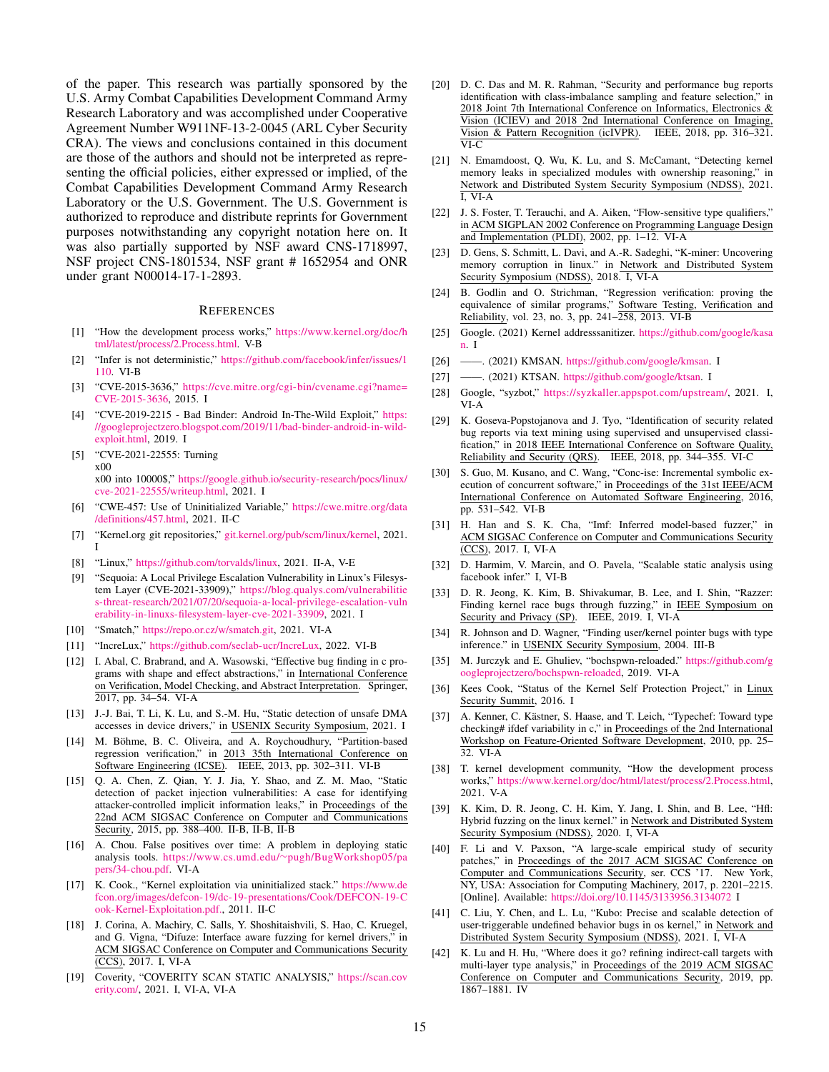of the paper. This research was partially sponsored by the U.S. Army Combat Capabilities Development Command Army Research Laboratory and was accomplished under Cooperative Agreement Number W911NF-13-2-0045 (ARL Cyber Security CRA). The views and conclusions contained in this document are those of the authors and should not be interpreted as representing the official policies, either expressed or implied, of the Combat Capabilities Development Command Army Research Laboratory or the U.S. Government. The U.S. Government is authorized to reproduce and distribute reprints for Government purposes notwithstanding any copyright notation here on. It was also partially supported by NSF award CNS-1718997, NSF project CNS-1801534, NSF grant # 1652954 and ONR under grant N00014-17-1-2893.

## References

[1] "How the development process works," https://www.kernel.org/doc/html/latest/process/2.Process.html. V-B

[2] "Infer is not deterministic," https://github.com/facebook/infer/issues/1110. VI-B

[3] "CVE-2015-3636," https://cve.mitre.org/cgi-bin/cvename.cgi?name=CVE-2015-3636, 2015. I

[4] "CVE-2019-2215 - Bad Binder: Android In-The-Wild Exploit," https://googleprojectzero.blogspot.com/2019/11/bad-binder-android-in-wild-exploit.html, 2019. I

[5] "CVE-2021-22555: Turning
x00
x00 into 10000$," https://google.github.io/security-research/pocs/linux/cve-2021-22555/writeup.html, 2021. I

[6] "CWE-457: Use of Uninitialized Variable," https://cwe.mitre.org/data/definitions/457.html, 2021. II-C

[7] "Kernel.org git repositories," git.kernel.org/pub/scm/linux/kernel, 2021. I

[8] "Linux," https://github.com/torvalds/linux, 2021. II-A, V-E

[9] "Sequoia: A Local Privilege Escalation Vulnerability in Linux's Filesystem Layer (CVE-2021-33909)," https://blog.qualys.com/vulnerabilities-threat-research/2021/07/20/sequoia-a-local-privilege-escalation-vulnerability-in-linuxs-filesystem-layer-cve-2021-33909, 2021. I

[10] "Smatch," https://repo.or.cz/w/smatch.git, 2021. VI-A

[11] "IncreLux," https://github.com/seclab-ucr/IncreLux, 2022. VI-B

[12] I. Abal, C. Brabrand, and A. Wasowski, "Effective bug finding in c programs with shape and effect abstractions," in International Conference on Verification, Model Checking, and Abstract Interpretation. Springer, 2017, pp. 34–54. VI-A

[13] J.-J. Bai, T. Li, K. Lu, and S.-M. Hu, "Static detection of unsafe DMA accesses in device drivers," in USENIX Security Symposium, 2021. I

[14] M. Böhme, B. C. Oliveira, and A. Roychoudhury, "Partition-based regression verification," in 2013 35th International Conference on Software Engineering (ICSE). IEEE, 2013, pp. 302–311. VI-B

[15] Q. A. Chen, Z. Qian, Y. J. Jia, Y. Shao, and Z. M. Mao, "Static detection of packet injection vulnerabilities: A case for identifying attacker-controlled implicit information leaks," in Proceedings of the 22nd ACM SIGSAC Conference on Computer and Communications Security, 2015, pp. 388–400. II-B, II-B, II-B

[16] A. Chou. False positives over time: A problem in deploying static analysis tools. https://www.cs.umd.edu/~pugh/BugWorkshop05/papers/34-chou.pdf. VI-A

[17] K. Cook., "Kernel exploitation via uninitialized stack." https://www.defcon.org/images/defcon-19/dc-19-presentations/Cook/DEFCON-19-Cook-Kernel-Exploitation.pdf., 2011. II-C

[18] J. Corina, A. Machiry, C. Salls, Y. Shoshitaishvili, S. Hao, C. Kruegel, and G. Vigna, "Difuze: Interface aware fuzzing for kernel drivers," in ACM SIGSAC Conference on Computer and Communications Security (CCS), 2017. I, VI-A

[19] Coverity, "COVERITY SCAN STATIC ANALYSIS," https://scan.coverity.com/, 2021. I, VI-A, VI-A

[20] D. C. Das and M. R. Rahman, "Security and performance bug reports identification with class-imbalance sampling and feature selection," in 2018 Joint 7th International Conference on Informatics, Electronics & Vision (ICIEV) and 2018 2nd International Conference on Imaging, Vision & Pattern Recognition (icIVPR). IEEE, 2018, pp. 316–321. VI-C

[21] N. Emamdoost, Q. Wu, K. Lu, and S. McCamant, "Detecting kernel memory leaks in specialized modules with ownership reasoning," in Network and Distributed System Security Symposium (NDSS), 2021. I, VI-A

[22] J. S. Foster, T. Terauchi, and A. Aiken, "Flow-sensitive type qualifiers," in ACM SIGPLAN 2002 Conference on Programming Language Design and Implementation (PLDI), 2002, pp. 1–12. VI-A

[23] D. Gens, S. Schmitt, L. Davi, and A.-R. Sadeghi, "K-miner: Uncovering memory corruption in linux." in Network and Distributed System Security Symposium (NDSS), 2018. I, VI-A

[24] B. Godlin and O. Strichman, "Regression verification: proving the equivalence of similar programs," Software Testing, Verification and Reliability, vol. 23, no. 3, pp. 241–258, 2013. VI-B

[25] Google. (2021) Kernel addresssanitizer. https://github.com/google/kasan. I

[26] ——. (2021) KMSAN. https://github.com/google/kmsan. I

[27] ——. (2021) KTSAN. https://github.com/google/ktsan. I

[28] Google, "syzbot," https://syzkaller.appspot.com/upstream/, 2021. I, VI-A

[29] K. Goseva-Popstojanova and J. Tyo, "Identification of security related bug reports via text mining using supervised and unsupervised classification," in 2018 IEEE International Conference on Software Quality, Reliability and Security (QRS). IEEE, 2018, pp. 344–355. VI-C

[30] S. Guo, M. Kusano, and C. Wang, "Conc-ise: Incremental symbolic execution of concurrent software," in Proceedings of the 31st IEEE/ACM International Conference on Automated Software Engineering, 2016, pp. 531–542. VI-B

[31] H. Han and S. K. Cha, "Imf: Inferred model-based fuzzer," in ACM SIGSAC Conference on Computer and Communications Security (CCS), 2017. I, VI-A

[32] D. Harmim, V. Marcin, and O. Pavela, "Scalable static analysis using facebook infer." I, VI-B

[33] D. R. Jeong, K. Kim, B. Shivakumar, B. Lee, and I. Shin, "Razzer: Finding kernel race bugs through fuzzing," in IEEE Symposium on Security and Privacy (SP). IEEE, 2019. I, VI-A

[34] R. Johnson and D. Wagner, "Finding user/kernel pointer bugs with type inference." in USENIX Security Symposium, 2004. III-B

[35] M. Jurczyk and E. Ghuliev, "bochspwn-reloaded." https://github.com/googleprojectzero/bochspwn-reloaded, 2019. VI-A

[36] Kees Cook, "Status of the Kernel Self Protection Project," in Linux Security Summit, 2016. I

[37] A. Kenner, C. Kästner, S. Haase, and T. Leich, "Typechef: Toward type checking# ifdef variability in c," in Proceedings of the 2nd International Workshop on Feature-Oriented Software Development, 2010, pp. 25–32. VI-A

[38] T. kernel development community, "How the development process works," https://www.kernel.org/doc/html/latest/process/2.Process.html, 2021. V-A

[39] K. Kim, D. R. Jeong, C. H. Kim, Y. Jang, I. Shin, and B. Lee, "Hfl: Hybrid fuzzing on the linux kernel." in Network and Distributed System Security Symposium (NDSS), 2020. I, VI-A

[40] F. Li and V. Paxson, "A large-scale empirical study of security patches," in Proceedings of the 2017 ACM SIGSAC Conference on Computer and Communications Security, ser. CCS '17. New York, NY, USA: Association for Computing Machinery, 2017, p. 2201–2215. [Online]. Available: https://doi.org/10.1145/3133956.3134072 I

[41] C. Liu, Y. Chen, and L. Lu, "Kubo: Precise and scalable detection of user-triggerable undefined behavior bugs in os kernel," in Network and Distributed System Security Symposium (NDSS), 2021. I, VI-A

[42] K. Lu and H. Hu, "Where does it go? refining indirect-call targets with multi-layer type analysis," in Proceedings of the 2019 ACM SIGSAC Conference on Computer and Communications Security, 2019, pp. 1867–1881. IV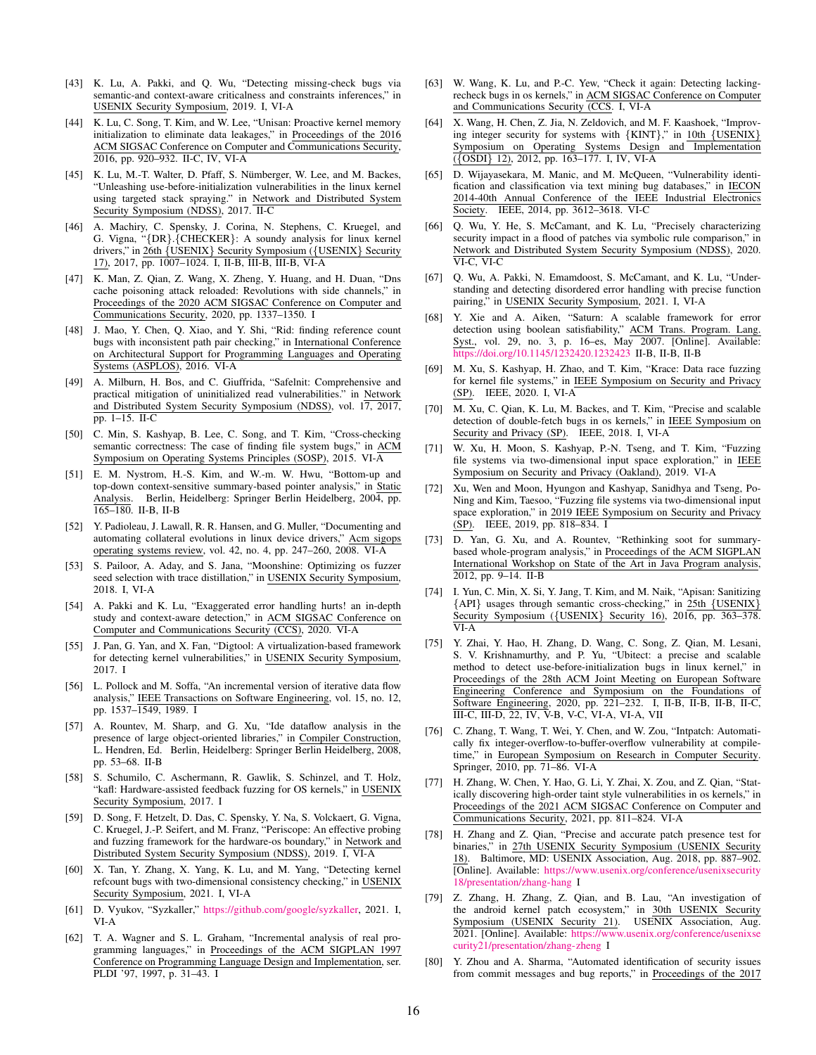[43] K. Lu, A. Pakki, and Q. Wu, "Detecting missing-check bugs via semantic-and context-aware criticalness and constraints inferences," in USENIX Security Symposium, 2019. I, VI-A

[44] K. Lu, C. Song, T. Kim, and W. Lee, "Unisan: Proactive kernel memory initialization to eliminate data leakages," in Proceedings of the 2016 ACM SIGSAC Conference on Computer and Communications Security, 2016, pp. 920–932. II-C, IV, VI-A

[45] K. Lu, M.-T. Walter, D. Pfaff, S. Nümberger, W. Lee, and M. Backes, "Unleashing use-before-initialization vulnerabilities in the linux kernel using targeted stack spraying." in Network and Distributed System Security Symposium (NDSS), 2017. II-C

[46] A. Machiry, C. Spensky, J. Corina, N. Stephens, C. Kruegel, and G. Vigna, "{DR}.{CHECKER}: A soundy analysis for linux kernel drivers," in 26th {USENIX} Security Symposium ({USENIX} Security 17), 2017, pp. 1007–1024. I, II-B, III-B, III-B, VI-A

[47] K. Man, Z. Qian, Z. Wang, X. Zheng, Y. Huang, and H. Duan, "Dns cache poisoning attack reloaded: Revolutions with side channels," in Proceedings of the 2020 ACM SIGSAC Conference on Computer and Communications Security, 2020, pp. 1337–1350. I

[48] J. Mao, Y. Chen, Q. Xiao, and Y. Shi, "Rid: finding reference count bugs with inconsistent path pair checking," in International Conference on Architectural Support for Programming Languages and Operating Systems (ASPLOS), 2016. VI-A

[49] A. Milburn, H. Bos, and C. Giuffrida, "Safelnit: Comprehensive and practical mitigation of uninitialized read vulnerabilities." in Network and Distributed System Security Symposium (NDSS), vol. 17, 2017, pp. 1–15. II-C

[50] C. Min, S. Kashyap, B. Lee, C. Song, and T. Kim, "Cross-checking semantic correctness: The case of finding file system bugs," in ACM Symposium on Operating Systems Principles (SOSP), 2015. VI-A

[51] E. M. Nystrom, H.-S. Kim, and W.-m. W. Hwu, "Bottom-up and top-down context-sensitive summary-based pointer analysis," in Static Analysis. Berlin, Heidelberg: Springer Berlin Heidelberg, 2004, pp. 165–180. II-B, II-B

[52] Y. Padioleau, J. Lawall, R. R. Hansen, and G. Muller, "Documenting and automating collateral evolutions in linux device drivers," Acm sigops operating systems review, vol. 42, no. 4, pp. 247–260, 2008. VI-A

[53] S. Pailoor, A. Aday, and S. Jana, "Moonshine: Optimizing os fuzzer seed selection with trace distillation," in USENIX Security Symposium, 2018. I, VI-A

[54] A. Pakki and K. Lu, "Exaggerated error handling hurts! an in-depth study and context-aware detection," in ACM SIGSAC Conference on Computer and Communications Security (CCS), 2020. VI-A

[55] J. Pan, G. Yan, and X. Fan, "Digtool: A virtualization-based framework for detecting kernel vulnerabilities," in USENIX Security Symposium, 2017. I

[56] L. Pollock and M. Soffa, "An incremental version of iterative data flow analysis," IEEE Transactions on Software Engineering, vol. 15, no. 12, pp. 1537–1549, 1989. I

[57] A. Rountev, M. Sharp, and G. Xu, "Ide dataflow analysis in the presence of large object-oriented libraries," in Compiler Construction, L. Hendren, Ed. Berlin, Heidelberg: Springer Berlin Heidelberg, 2008, pp. 53–68. II-B

[58] S. Schumilo, C. Aschermann, R. Gawlik, S. Schinzel, and T. Holz, "kafl: Hardware-assisted feedback fuzzing for OS kernels," in USENIX Security Symposium, 2017. I

[59] D. Song, F. Hetzelt, D. Das, C. Spensky, Y. Na, S. Volckaert, G. Vigna, C. Kruegel, J.-P. Seifert, and M. Franz, "Periscope: An effective probing and fuzzing framework for the hardware-os boundary," in Network and Distributed System Security Symposium (NDSS), 2019. I, VI-A

[60] X. Tan, Y. Zhang, X. Yang, K. Lu, and M. Yang, "Detecting kernel refcount bugs with two-dimensional consistency checking," in USENIX Security Symposium, 2021. I, VI-A

[61] D. Vyukov, "Syzkaller," https://github.com/google/syzkaller, 2021. I, VI-A

[62] T. A. Wagner and S. L. Graham, "Incremental analysis of real programming languages," in Proceedings of the ACM SIGPLAN 1997 Conference on Programming Language Design and Implementation, ser. PLDI '97, 1997, p. 31–43. I

[63] W. Wang, K. Lu, and P.-C. Yew, "Check it again: Detecting lacking-recheck bugs in os kernels," in ACM SIGSAC Conference on Computer and Communications Security (CCS). I, VI-A

[64] X. Wang, H. Chen, Z. Jia, N. Zeldovich, and M. F. Kaashoek, "Improving integer security for systems with {KINT}," in 10th {USENIX} Symposium on Operating Systems Design and Implementation ({OSDI} 12), 2012, pp. 163–177. I, IV, VI-A

[65] D. Wijayasekara, M. Manic, and M. McQueen, "Vulnerability identification and classification via text mining bug databases," in IECON 2014-40th Annual Conference of the IEEE Industrial Electronics Society. IEEE, 2014, pp. 3612–3618. VI-C

[66] Q. Wu, Y. He, S. McCamant, and K. Lu, "Precisely characterizing security impact in a flood of patches via symbolic rule comparison," in Network and Distributed System Security Symposium (NDSS), 2020. VI-C, VI-C

[67] Q. Wu, A. Pakki, N. Emamdoost, S. McCamant, and K. Lu, "Understanding and detecting disordered error handling with precise function pairing," in USENIX Security Symposium, 2021. I, VI-A

[68] Y. Xie and A. Aiken, "Saturn: A scalable framework for error detection using boolean satisfiability," ACM Trans. Program. Lang. Syst., vol. 29, no. 3, p. 16–es, May 2007. [Online]. Available: https://doi.org/10.1145/1232420.1232423 II-B, II-B, II-B

[69] M. Xu, S. Kashyap, H. Zhao, and T. Kim, "Krace: Data race fuzzing for kernel file systems," in IEEE Symposium on Security and Privacy (SP). IEEE, 2020. I, VI-A

[70] M. Xu, C. Qian, K. Lu, M. Backes, and T. Kim, "Precise and scalable detection of double-fetch bugs in os kernels," in IEEE Symposium on Security and Privacy (SP). IEEE, 2018. I, VI-A

[71] W. Xu, H. Moon, S. Kashyap, P.-N. Tseng, and T. Kim, "Fuzzing file systems via two-dimensional input space exploration," in IEEE Symposium on Security and Privacy (Oakland), 2019. VI-A

[72] Xu, Wen and Moon, Hyungon and Kashyap, Sanidhya and Tseng, Po-Ning and Kim, Taesoo, "Fuzzing file systems via two-dimensional input space exploration," in 2019 IEEE Symposium on Security and Privacy (SP). IEEE, 2019, pp. 818–834. I

[73] D. Yan, G. Xu, and A. Rountev, "Rethinking soot for summary-based whole-program analysis," in Proceedings of the ACM SIGPLAN International Workshop on State of the Art in Java Program analysis, 2012, pp. 9–14. II-B

[74] I. Yun, C. Min, X. Si, Y. Jang, T. Kim, and M. Naik, "Apisan: Sanitizing {API} usages through semantic cross-checking," in 25th {USENIX} Security Symposium ({USENIX} Security 16), 2016, pp. 363–378. VI-A

[75] Y. Zhai, Y. Hao, H. Zhang, D. Wang, C. Song, Z. Qian, M. Lesani, S. V. Krishnamurthy, and P. Yu, "Ubitect: a precise and scalable method to detect use-before-initialization bugs in linux kernel," in Proceedings of the 28th ACM Joint Meeting on European Software Engineering Conference and Symposium on the Foundations of Software Engineering, 2020, pp. 221–232. I, II-B, II-B, II-B, II-C, III-C, III-D, 22, IV, V-B, V-C, VI-A, VI-A, VII

[76] C. Zhang, T. Wang, T. Wei, Y. Chen, and W. Zou, "Intpatch: Automatically fix integer-overflow-to-buffer-overflow vulnerability at compile-time," in European Symposium on Research in Computer Security. Springer, 2010, pp. 71–86. VI-A

[77] H. Zhang, W. Chen, Y. Hao, G. Li, Y. Zhai, X. Zou, and Z. Qian, "Statically discovering high-order taint style vulnerabilities in os kernels," in Proceedings of the 2021 ACM SIGSAC Conference on Computer and Communications Security, 2021, pp. 811–824. VI-A

[78] H. Zhang and Z. Qian, "Precise and accurate patch presence test for binaries," in 27th USENIX Security Symposium (USENIX Security 18). Baltimore, MD: USENIX Association, Aug. 2018, pp. 887–902. [Online]. Available: https://www.usenix.org/conference/usenixsecurity18/presentation/zhang-hang I

[79] Z. Zhang, H. Zhang, Z. Qian, and B. Lau, "An investigation of the android kernel patch ecosystem," in 30th USENIX Security Symposium (USENIX Security 21). USENIX Association, Aug. 2021. [Online]. Available: https://www.usenix.org/conference/usenixsecurity21/presentation/zhang-zheng I

[80] Y. Zhou and A. Sharma, "Automated identification of security issues from commit messages and bug reports," in Proceedings of the 2017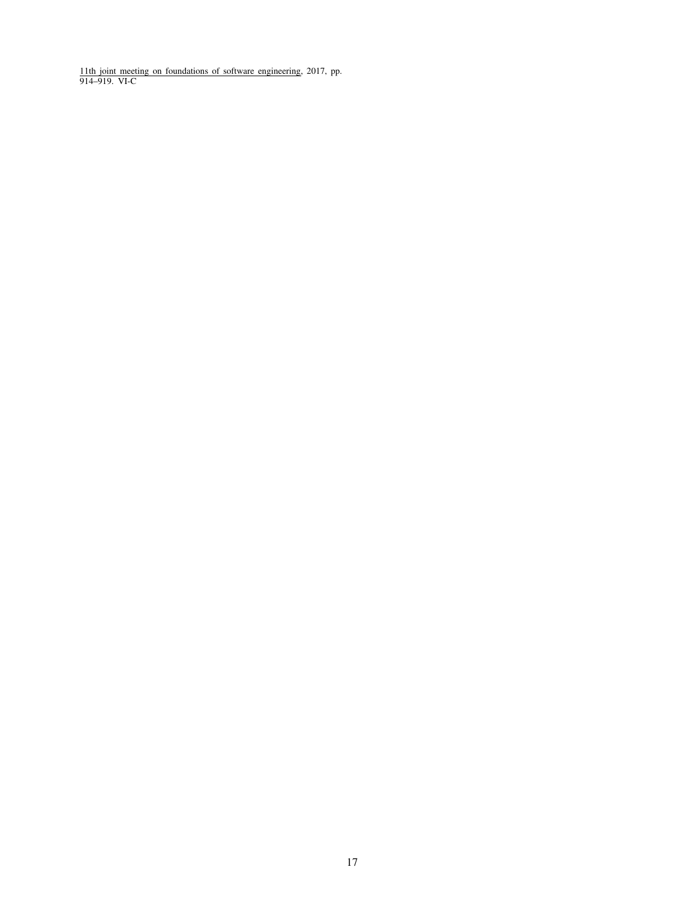11th joint meeting on foundations of software engineering, 2017, pp. 914–919. VI-C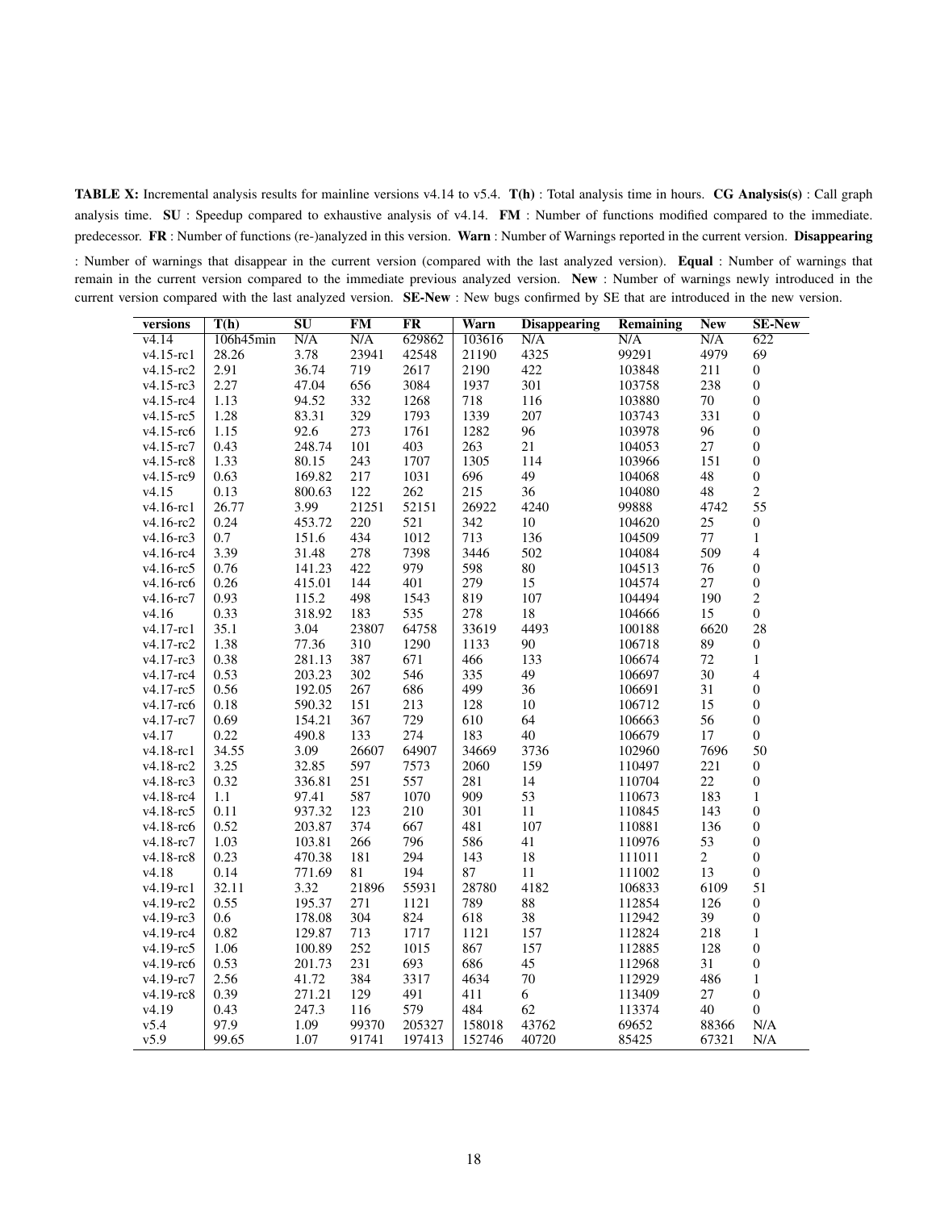**TABLE X:** Incremental analysis results for mainline versions v4.14 to v5.4. **T(h)** : Total analysis time in hours. **CG Analysis(s)** : Call graph analysis time. **SU** : Speedup compared to exhaustive analysis of v4.14. **FM** : Number of functions modified compared to the immediate. predecessor. **FR** : Number of functions (re-)analyzed in this version. **Warn** : Number of Warnings reported in the current version. **Disappearing** : Number of warnings that disappear in the current version (compared with the last analyzed version). **Equal** : Number of warnings that remain in the current version compared to the immediate previous analyzed version. **New** : Number of warnings newly introduced in the current version compared with the last analyzed version. **SE-New** : New bugs confirmed by SE that are introduced in the new version.

| versions | T(h) | SU | FM | FR | Warn | Disappearing | Remaining | New | SE-New |
|---|---|---|---|---|---|---|---|---|---|
| v4.14 | 106h45min | N/A | N/A | 629862 | 103616 | N/A | N/A | N/A | 622 |
| v4.15-rc1 | 28.26 | 3.78 | 23941 | 42548 | 21190 | 4325 | 99291 | 4979 | 69 |
| v4.15-rc2 | 2.91 | 36.74 | 719 | 2617 | 2190 | 422 | 103848 | 211 | 0 |
| v4.15-rc3 | 2.27 | 47.04 | 656 | 3084 | 1937 | 301 | 103758 | 238 | 0 |
| v4.15-rc4 | 1.13 | 94.52 | 332 | 1268 | 718 | 116 | 103880 | 70 | 0 |
| v4.15-rc5 | 1.28 | 83.31 | 329 | 1793 | 1339 | 207 | 103743 | 331 | 0 |
| v4.15-rc6 | 1.15 | 92.6 | 273 | 1761 | 1282 | 96 | 103978 | 96 | 0 |
| v4.15-rc7 | 0.43 | 248.74 | 101 | 403 | 263 | 21 | 104053 | 27 | 0 |
| v4.15-rc8 | 1.33 | 80.15 | 243 | 1707 | 1305 | 114 | 103966 | 151 | 0 |
| v4.15-rc9 | 0.63 | 169.82 | 217 | 1031 | 696 | 49 | 104068 | 48 | 0 |
| v4.15 | 0.13 | 800.63 | 122 | 262 | 215 | 36 | 104080 | 48 | 2 |
| v4.16-rc1 | 26.77 | 3.99 | 21251 | 52151 | 26922 | 4240 | 99888 | 4742 | 55 |
| v4.16-rc2 | 0.24 | 453.72 | 220 | 521 | 342 | 10 | 104620 | 25 | 0 |
| v4.16-rc3 | 0.7 | 151.6 | 434 | 1012 | 713 | 136 | 104509 | 77 | 1 |
| v4.16-rc4 | 3.39 | 31.48 | 278 | 7398 | 3446 | 502 | 104084 | 509 | 4 |
| v4.16-rc5 | 0.76 | 141.23 | 422 | 979 | 598 | 80 | 104513 | 76 | 0 |
| v4.16-rc6 | 0.26 | 415.01 | 144 | 401 | 279 | 15 | 104574 | 27 | 0 |
| v4.16-rc7 | 0.93 | 115.2 | 498 | 1543 | 819 | 107 | 104494 | 190 | 2 |
| v4.16 | 0.33 | 318.92 | 183 | 535 | 278 | 18 | 104666 | 15 | 0 |
| v4.17-rc1 | 35.1 | 3.04 | 23807 | 64758 | 33619 | 4493 | 100188 | 6620 | 28 |
| v4.17-rc2 | 1.38 | 77.36 | 310 | 1290 | 1133 | 90 | 106718 | 89 | 0 |
| v4.17-rc3 | 0.38 | 281.13 | 387 | 671 | 466 | 133 | 106674 | 72 | 1 |
| v4.17-rc4 | 0.53 | 203.23 | 302 | 546 | 335 | 49 | 106697 | 30 | 4 |
| v4.17-rc5 | 0.56 | 192.05 | 267 | 686 | 499 | 36 | 106691 | 31 | 0 |
| v4.17-rc6 | 0.18 | 590.32 | 151 | 213 | 128 | 10 | 106712 | 15 | 0 |
| v4.17-rc7 | 0.69 | 154.21 | 367 | 729 | 610 | 64 | 106663 | 56 | 0 |
| v4.17 | 0.22 | 490.8 | 133 | 274 | 183 | 40 | 106679 | 17 | 0 |
| v4.18-rc1 | 34.55 | 3.09 | 26607 | 64907 | 34669 | 3736 | 102960 | 7696 | 50 |
| v4.18-rc2 | 3.25 | 32.85 | 597 | 7573 | 2060 | 159 | 110497 | 221 | 0 |
| v4.18-rc3 | 0.32 | 336.81 | 251 | 557 | 281 | 14 | 110704 | 22 | 0 |
| v4.18-rc4 | 1.1 | 97.41 | 587 | 1070 | 909 | 53 | 110673 | 183 | 1 |
| v4.18-rc5 | 0.11 | 937.32 | 123 | 210 | 301 | 11 | 110845 | 143 | 0 |
| v4.18-rc6 | 0.52 | 203.87 | 374 | 667 | 481 | 107 | 110881 | 136 | 0 |
| v4.18-rc7 | 1.03 | 103.81 | 266 | 796 | 586 | 41 | 110976 | 53 | 0 |
| v4.18-rc8 | 0.23 | 470.38 | 181 | 294 | 143 | 18 | 111011 | 2 | 0 |
| v4.18 | 0.14 | 771.69 | 81 | 194 | 87 | 11 | 111002 | 13 | 0 |
| v4.19-rc1 | 32.11 | 3.32 | 21896 | 55931 | 28780 | 4182 | 106833 | 6109 | 51 |
| v4.19-rc2 | 0.55 | 195.37 | 271 | 1121 | 789 | 88 | 112854 | 126 | 0 |
| v4.19-rc3 | 0.6 | 178.08 | 304 | 824 | 618 | 38 | 112942 | 39 | 0 |
| v4.19-rc4 | 0.82 | 129.87 | 713 | 1717 | 1121 | 157 | 112824 | 218 | 1 |
| v4.19-rc5 | 1.06 | 100.89 | 252 | 1015 | 867 | 157 | 112885 | 128 | 0 |
| v4.19-rc6 | 0.53 | 201.73 | 231 | 693 | 686 | 45 | 112968 | 31 | 0 |
| v4.19-rc7 | 2.56 | 41.72 | 384 | 3317 | 4634 | 70 | 112929 | 486 | 1 |
| v4.19-rc8 | 0.39 | 271.21 | 129 | 491 | 411 | 6 | 113409 | 27 | 0 |
| v4.19 | 0.43 | 247.3 | 116 | 579 | 484 | 62 | 113374 | 40 | 0 |
| v5.4 | 97.9 | 1.09 | 99370 | 205327 | 158018 | 43762 | 69652 | 88366 | N/A |
| v5.9 | 99.65 | 1.07 | 91741 | 197413 | 152746 | 40720 | 85425 | 67321 | N/A |